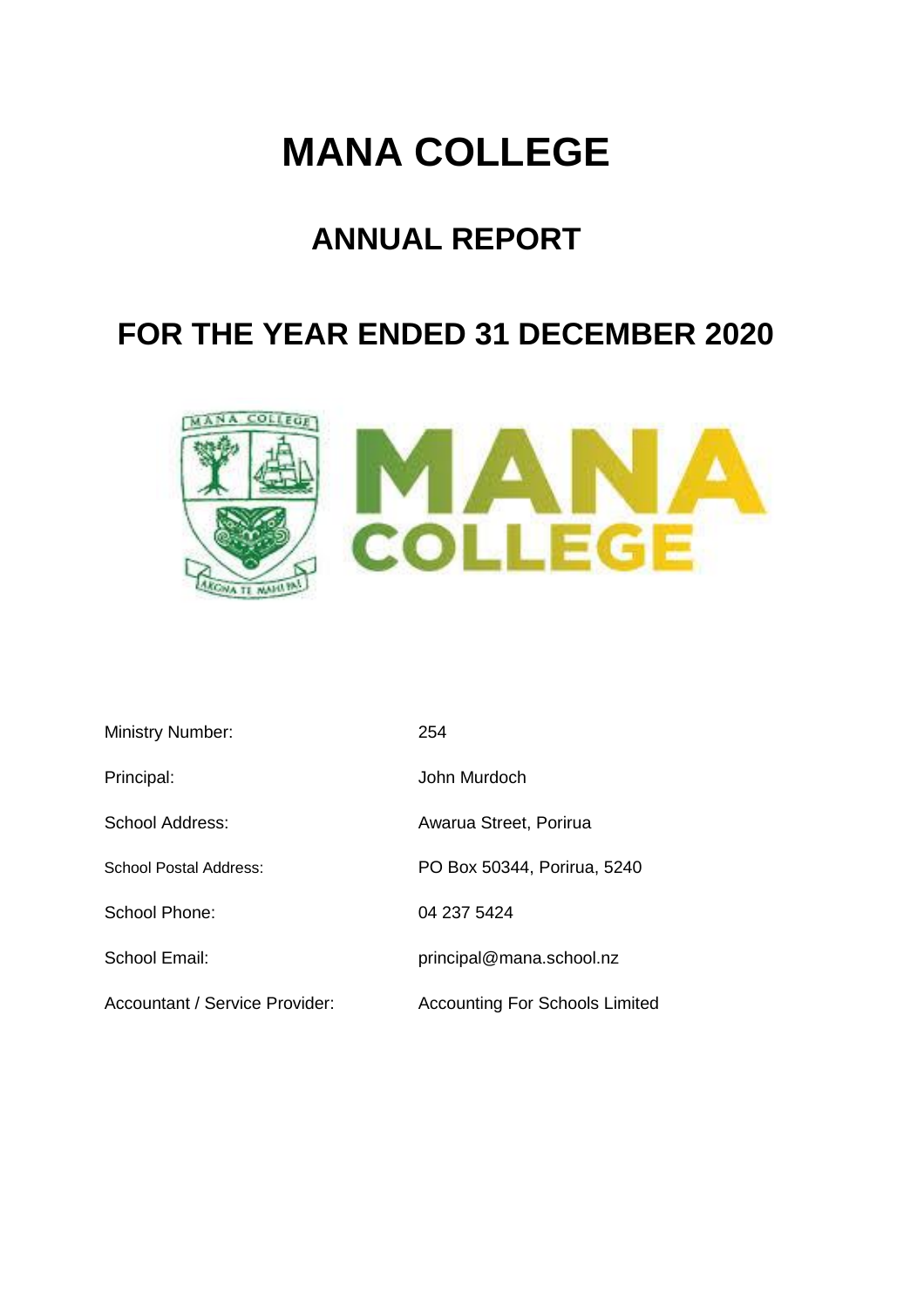# MANA COLLEGE

## ANNUAL REPORT

## FOR THE YEAR ENDED 31 DECEMBER 2020

| | |
|---|---|
| Ministry Number: | 254 |
| Principal: | John Murdoch |
| School Address: | Awarua Street, Porirua |
| School Postal Address: | PO Box 50344, Porirua, 5240 |
| School Phone: | 04 237 5424 |
| School Email: | principal@mana.school.nz |
| Accountant / Service Provider: | Accounting For Schools Limited |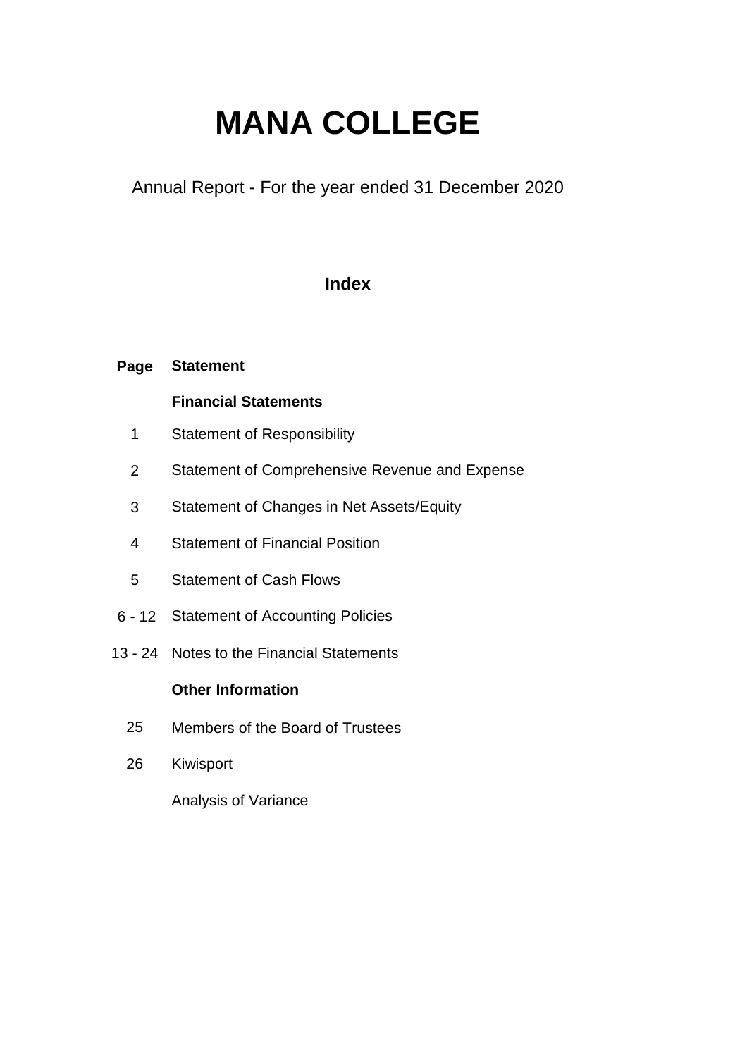# MANA COLLEGE

Annual Report - For the year ended 31 December 2020

## Index

| Page | Statement |
|---|---|
| | **Financial Statements** |
| 1 | Statement of Responsibility |
| 2 | Statement of Comprehensive Revenue and Expense |
| 3 | Statement of Changes in Net Assets/Equity |
| 4 | Statement of Financial Position |
| 5 | Statement of Cash Flows |
| 6 - 12 | Statement of Accounting Policies |
| 13 - 24 | Notes to the Financial Statements |
| | **Other Information** |
| 25 | Members of the Board of Trustees |
| 26 | Kiwisport |
| | Analysis of Variance |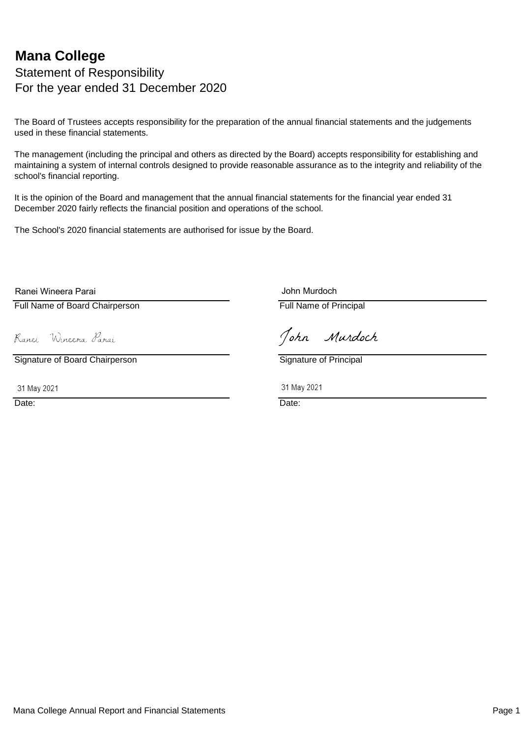# Mana College

## Statement of Responsibility

## For the year ended 31 December 2020

The Board of Trustees accepts responsibility for the preparation of the annual financial statements and the judgements used in these financial statements.

The management (including the principal and others as directed by the Board) accepts responsibility for establishing and maintaining a system of internal controls designed to provide reasonable assurance as to the integrity and reliability of the school's financial reporting.

It is the opinion of the Board and management that the annual financial statements for the financial year ended 31 December 2020 fairly reflects the financial position and operations of the school.

The School's 2020 financial statements are authorised for issue by the Board.

| | |
|---|---|
| Ranei Wineera Parai | John Murdoch |
| Full Name of Board Chairperson | Full Name of Principal |
| Ranei Wineera Parai | John Murdoch |
| Signature of Board Chairperson | Signature of Principal |
| 31 May 2021 | 31 May 2021 |
| Date: | Date: |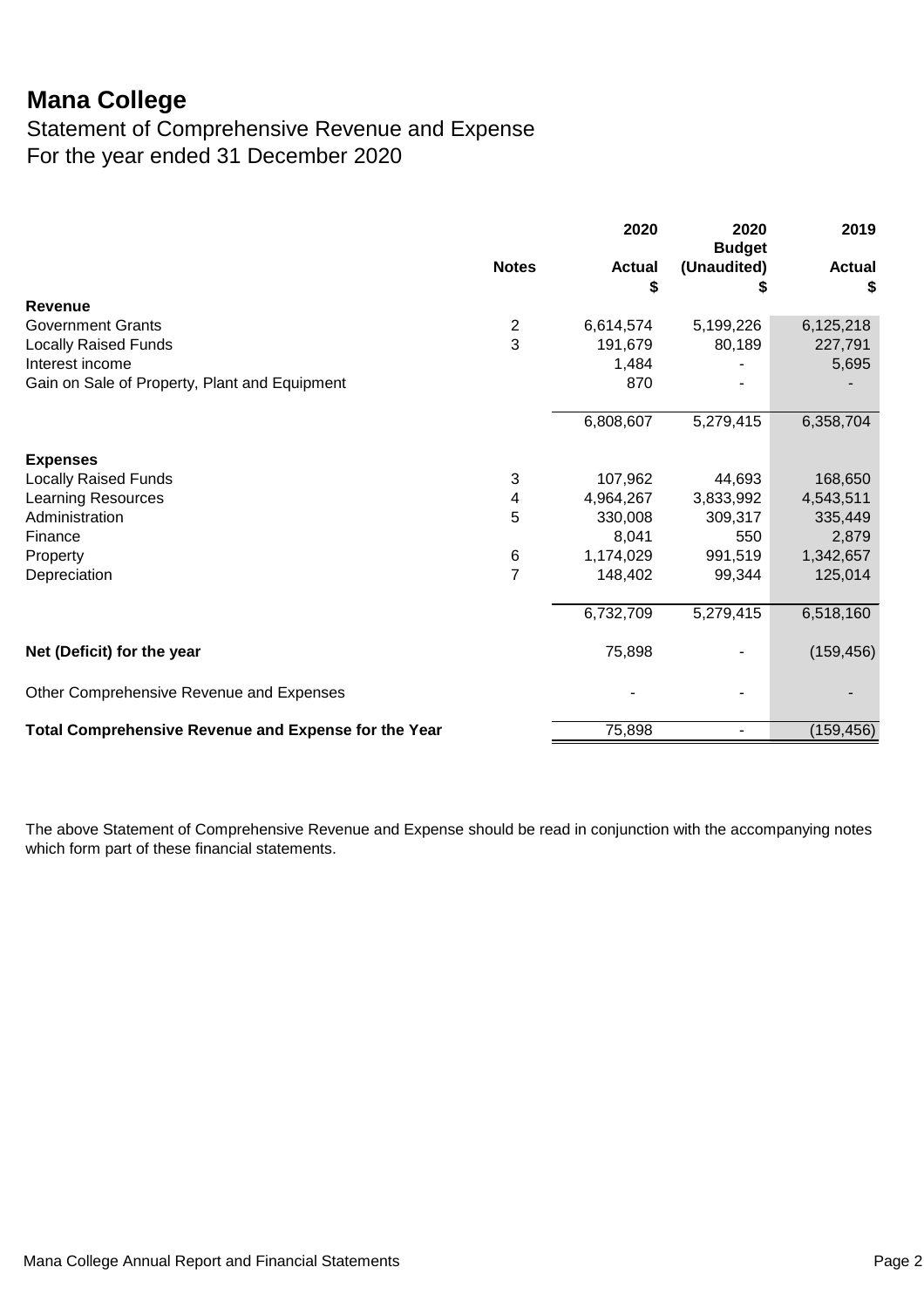# Mana College

## Statement of Comprehensive Revenue and Expense
## For the year ended 31 December 2020

| | Notes | 2020<br>Actual<br>$ | 2020<br>Budget<br>(Unaudited)<br>$ | 2019<br>Actual<br>$ |
|---|---|---|---|---|
| **Revenue** | | | | |
| Government Grants | 2 | 6,614,574 | 5,199,226 | 6,125,218 |
| Locally Raised Funds | 3 | 191,679 | 80,189 | 227,791 |
| Interest income | | 1,484 | - | 5,695 |
| Gain on Sale of Property, Plant and Equipment | | 870 | - | - |
| | | 6,808,607 | 5,279,415 | 6,358,704 |
| **Expenses** | | | | |
| Locally Raised Funds | 3 | 107,962 | 44,693 | 168,650 |
| Learning Resources | 4 | 4,964,267 | 3,833,992 | 4,543,511 |
| Administration | 5 | 330,008 | 309,317 | 335,449 |
| Finance | | 8,041 | 550 | 2,879 |
| Property | 6 | 1,174,029 | 991,519 | 1,342,657 |
| Depreciation | 7 | 148,402 | 99,344 | 125,014 |
| | | 6,732,709 | 5,279,415 | 6,518,160 |
| **Net (Deficit) for the year** | | 75,898 | - | (159,456) |
| Other Comprehensive Revenue and Expenses | | - | - | - |
| **Total Comprehensive Revenue and Expense for the Year** | | 75,898 | - | (159,456) |

The above Statement of Comprehensive Revenue and Expense should be read in conjunction with the accompanying notes which form part of these financial statements.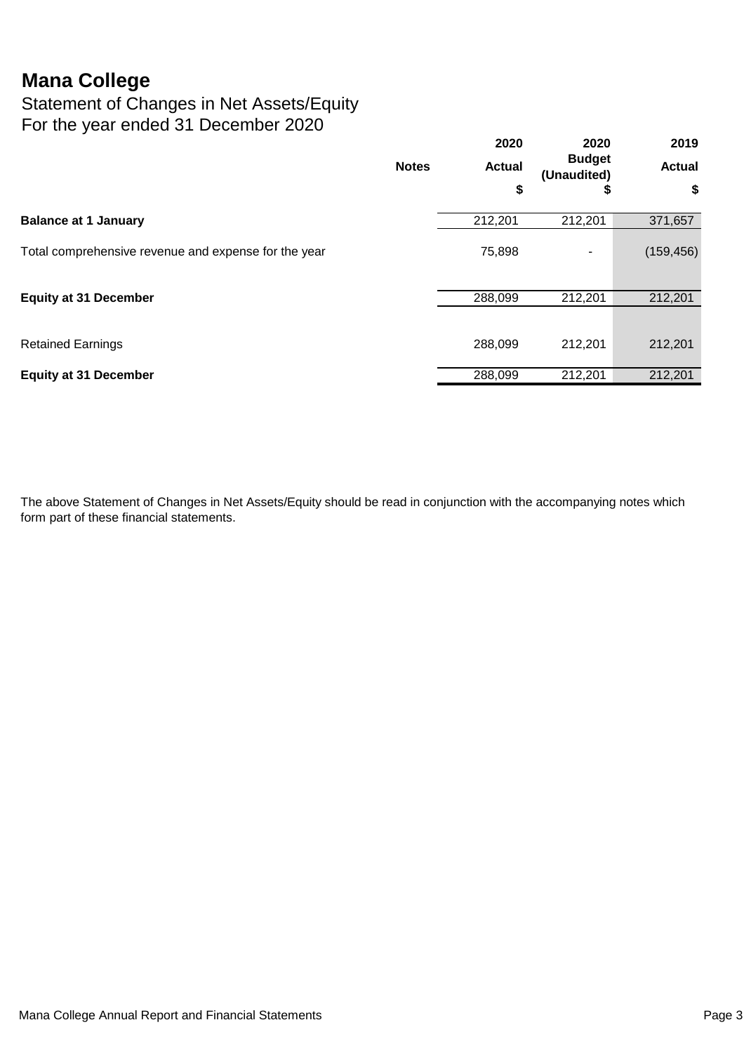# Mana College

## Statement of Changes in Net Assets/Equity
For the year ended 31 December 2020

| | Notes | 2020 Actual $ | 2020 Budget (Unaudited) $ | 2019 Actual $ |
|---|---|---|---|---|
| **Balance at 1 January** | | 212,201 | 212,201 | 371,657 |
| Total comprehensive revenue and expense for the year | | 75,898 | - | (159,456) |
| **Equity at 31 December** | | 288,099 | 212,201 | 212,201 |
| Retained Earnings | | 288,099 | 212,201 | 212,201 |
| **Equity at 31 December** | | 288,099 | 212,201 | 212,201 |

The above Statement of Changes in Net Assets/Equity should be read in conjunction with the accompanying notes which form part of these financial statements.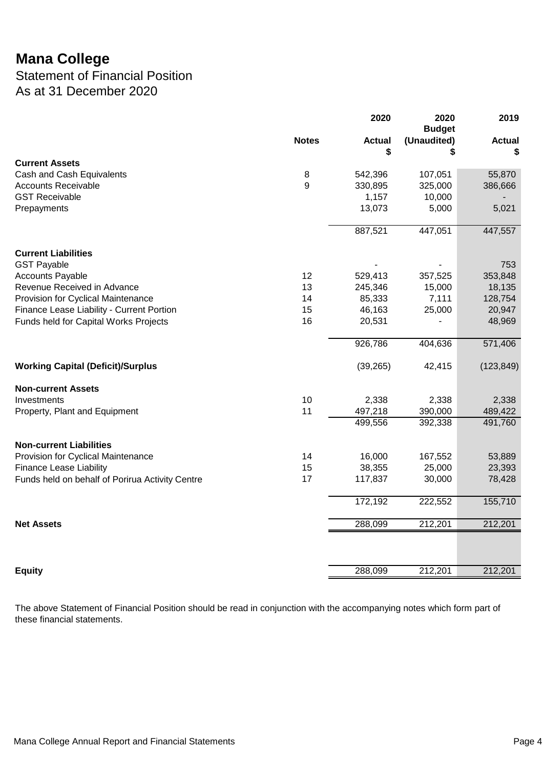# Mana College

## Statement of Financial Position
## As at 31 December 2020

| | Notes | 2020 Actual $ | 2020 Budget (Unaudited) $ | 2019 Actual $ |
|---|---|---|---|---|
| **Current Assets** | | | | |
| Cash and Cash Equivalents | 8 | 542,396 | 107,051 | 55,870 |
| Accounts Receivable | 9 | 330,895 | 325,000 | 386,666 |
| GST Receivable | | 1,157 | 10,000 | - |
| Prepayments | | 13,073 | 5,000 | 5,021 |
| | | 887,521 | 447,051 | 447,557 |
| **Current Liabilities** | | | | |
| GST Payable | | - | - | 753 |
| Accounts Payable | 12 | 529,413 | 357,525 | 353,848 |
| Revenue Received in Advance | 13 | 245,346 | 15,000 | 18,135 |
| Provision for Cyclical Maintenance | 14 | 85,333 | 7,111 | 128,754 |
| Finance Lease Liability - Current Portion | 15 | 46,163 | 25,000 | 20,947 |
| Funds held for Capital Works Projects | 16 | 20,531 | - | 48,969 |
| | | 926,786 | 404,636 | 571,406 |
| **Working Capital (Deficit)/Surplus** | | (39,265) | 42,415 | (123,849) |
| **Non-current Assets** | | | | |
| Investments | 10 | 2,338 | 2,338 | 2,338 |
| Property, Plant and Equipment | 11 | 497,218 | 390,000 | 489,422 |
| | | 499,556 | 392,338 | 491,760 |
| **Non-current Liabilities** | | | | |
| Provision for Cyclical Maintenance | 14 | 16,000 | 167,552 | 53,889 |
| Finance Lease Liability | 15 | 38,355 | 25,000 | 23,393 |
| Funds held on behalf of Porirua Activity Centre | 17 | 117,837 | 30,000 | 78,428 |
| | | 172,192 | 222,552 | 155,710 |
| **Net Assets** | | 288,099 | 212,201 | 212,201 |
| **Equity** | | 288,099 | 212,201 | 212,201 |

The above Statement of Financial Position should be read in conjunction with the accompanying notes which form part of these financial statements.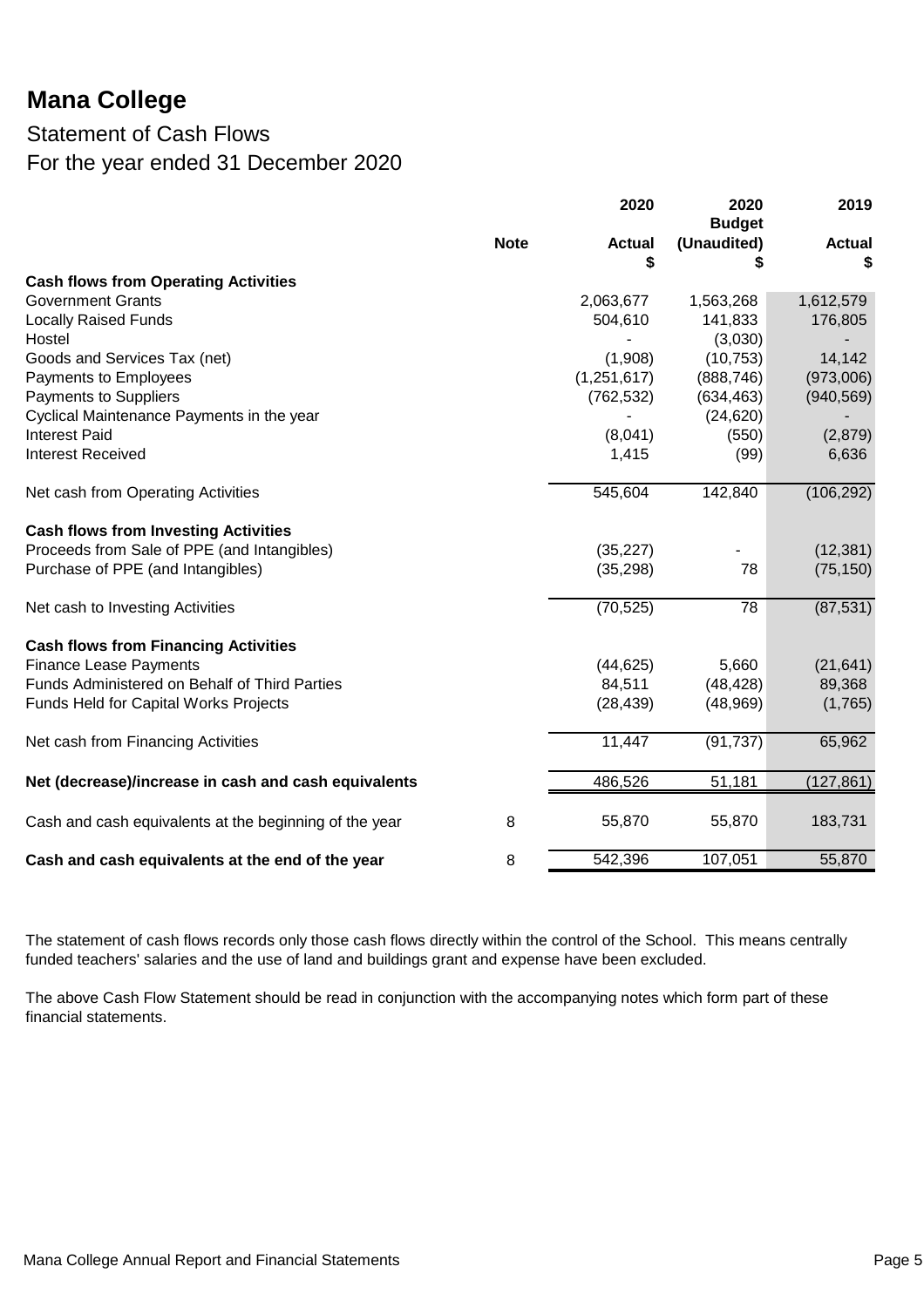# Mana College

## Statement of Cash Flows

## For the year ended 31 December 2020

| | Note | 2020 Actual $ | 2020 Budget (Unaudited) $ | 2019 Actual $ |
|---|---|---|---|---|
| **Cash flows from Operating Activities** | | | | |
| Government Grants | | 2,063,677 | 1,563,268 | 1,612,579 |
| Locally Raised Funds | | 504,610 | 141,833 | 176,805 |
| Hostel | | - | (3,030) | - |
| Goods and Services Tax (net) | | (1,908) | (10,753) | 14,142 |
| Payments to Employees | | (1,251,617) | (888,746) | (973,006) |
| Payments to Suppliers | | (762,532) | (634,463) | (940,569) |
| Cyclical Maintenance Payments in the year | | - | (24,620) | - |
| Interest Paid | | (8,041) | (550) | (2,879) |
| Interest Received | | 1,415 | (99) | 6,636 |
| Net cash from Operating Activities | | 545,604 | 142,840 | (106,292) |
| **Cash flows from Investing Activities** | | | | |
| Proceeds from Sale of PPE (and Intangibles) | | (35,227) | - | (12,381) |
| Purchase of PPE (and Intangibles) | | (35,298) | 78 | (75,150) |
| Net cash to Investing Activities | | (70,525) | 78 | (87,531) |
| **Cash flows from Financing Activities** | | | | |
| Finance Lease Payments | | (44,625) | 5,660 | (21,641) |
| Funds Administered on Behalf of Third Parties | | 84,511 | (48,428) | 89,368 |
| Funds Held for Capital Works Projects | | (28,439) | (48,969) | (1,765) |
| Net cash from Financing Activities | | 11,447 | (91,737) | 65,962 |
| **Net (decrease)/increase in cash and cash equivalents** | | 486,526 | 51,181 | (127,861) |
| Cash and cash equivalents at the beginning of the year | 8 | 55,870 | 55,870 | 183,731 |
| **Cash and cash equivalents at the end of the year** | 8 | 542,396 | 107,051 | 55,870 |

The statement of cash flows records only those cash flows directly within the control of the School. This means centrally funded teachers' salaries and the use of land and buildings grant and expense have been excluded.

The above Cash Flow Statement should be read in conjunction with the accompanying notes which form part of these financial statements.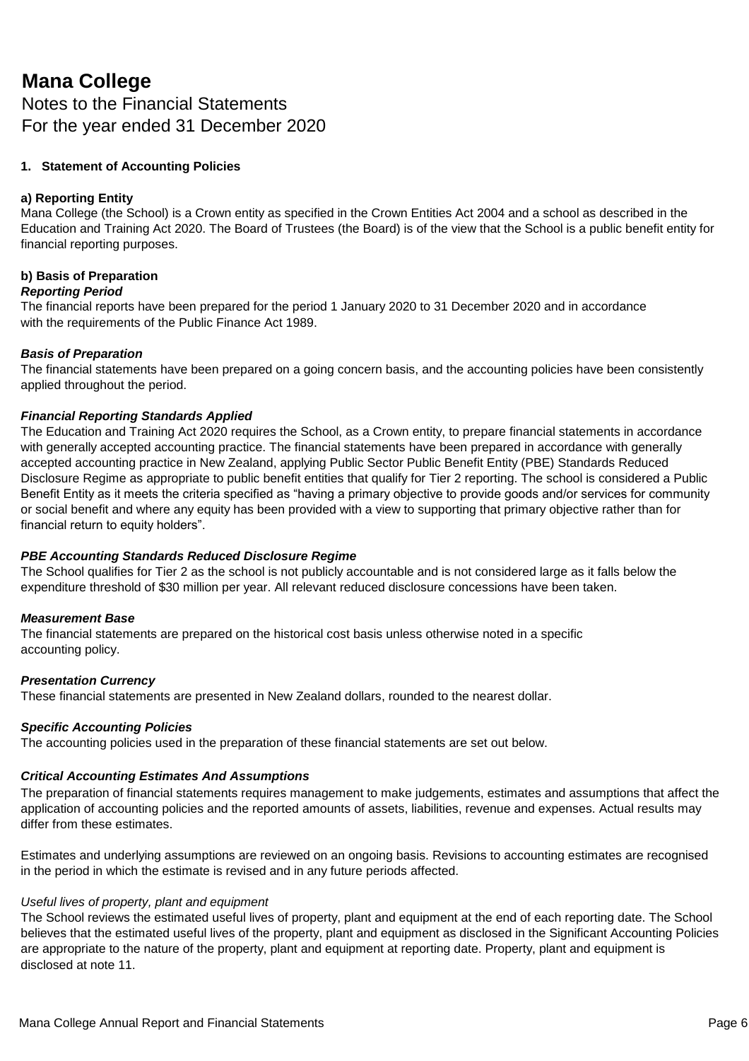# Mana College

Notes to the Financial Statements
For the year ended 31 December 2020

**1. Statement of Accounting Policies**

**a) Reporting Entity**

Mana College (the School) is a Crown entity as specified in the Crown Entities Act 2004 and a school as described in the Education and Training Act 2020. The Board of Trustees (the Board) is of the view that the School is a public benefit entity for financial reporting purposes.

**b) Basis of Preparation**

***Reporting Period***

The financial reports have been prepared for the period 1 January 2020 to 31 December 2020 and in accordance with the requirements of the Public Finance Act 1989.

***Basis of Preparation***

The financial statements have been prepared on a going concern basis, and the accounting policies have been consistently applied throughout the period.

***Financial Reporting Standards Applied***

The Education and Training Act 2020 requires the School, as a Crown entity, to prepare financial statements in accordance with generally accepted accounting practice. The financial statements have been prepared in accordance with generally accepted accounting practice in New Zealand, applying Public Sector Public Benefit Entity (PBE) Standards Reduced Disclosure Regime as appropriate to public benefit entities that qualify for Tier 2 reporting. The school is considered a Public Benefit Entity as it meets the criteria specified as "having a primary objective to provide goods and/or services for community or social benefit and where any equity has been provided with a view to supporting that primary objective rather than for financial return to equity holders".

***PBE Accounting Standards Reduced Disclosure Regime***

The School qualifies for Tier 2 as the school is not publicly accountable and is not considered large as it falls below the expenditure threshold of $30 million per year. All relevant reduced disclosure concessions have been taken.

***Measurement Base***

The financial statements are prepared on the historical cost basis unless otherwise noted in a specific accounting policy.

***Presentation Currency***

These financial statements are presented in New Zealand dollars, rounded to the nearest dollar.

***Specific Accounting Policies***

The accounting policies used in the preparation of these financial statements are set out below.

***Critical Accounting Estimates And Assumptions***

The preparation of financial statements requires management to make judgements, estimates and assumptions that affect the application of accounting policies and the reported amounts of assets, liabilities, revenue and expenses. Actual results may differ from these estimates.

Estimates and underlying assumptions are reviewed on an ongoing basis. Revisions to accounting estimates are recognised in the period in which the estimate is revised and in any future periods affected.

*Useful lives of property, plant and equipment*

The School reviews the estimated useful lives of property, plant and equipment at the end of each reporting date. The School believes that the estimated useful lives of the property, plant and equipment as disclosed in the Significant Accounting Policies are appropriate to the nature of the property, plant and equipment at reporting date. Property, plant and equipment is disclosed at note 11.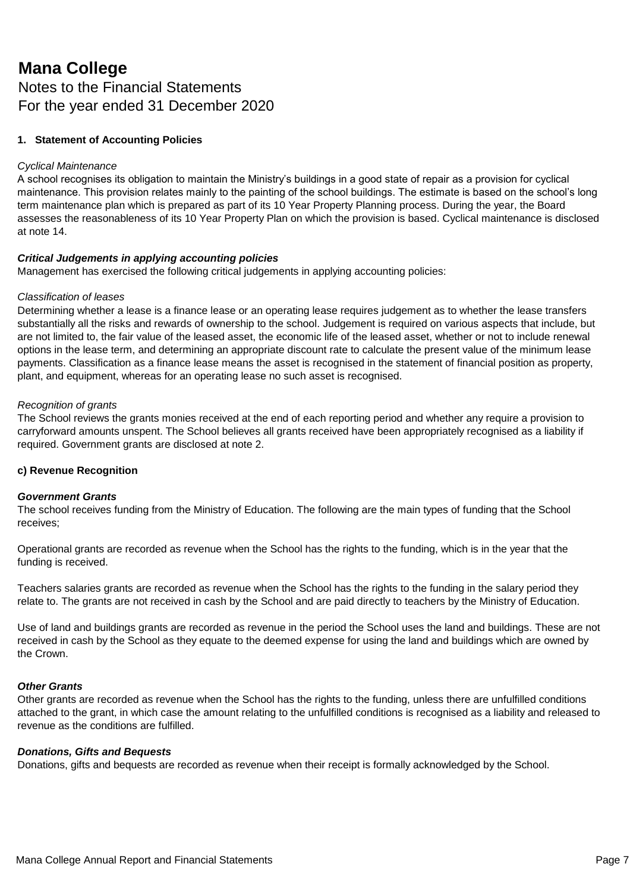# Mana College

Notes to the Financial Statements
For the year ended 31 December 2020

**1. Statement of Accounting Policies**

*Cyclical Maintenance*
A school recognises its obligation to maintain the Ministry's buildings in a good state of repair as a provision for cyclical maintenance. This provision relates mainly to the painting of the school buildings. The estimate is based on the school's long term maintenance plan which is prepared as part of its 10 Year Property Planning process. During the year, the Board assesses the reasonableness of its 10 Year Property Plan on which the provision is based. Cyclical maintenance is disclosed at note 14.

***Critical Judgements in applying accounting policies***
Management has exercised the following critical judgements in applying accounting policies:

*Classification of leases*
Determining whether a lease is a finance lease or an operating lease requires judgement as to whether the lease transfers substantially all the risks and rewards of ownership to the school. Judgement is required on various aspects that include, but are not limited to, the fair value of the leased asset, the economic life of the leased asset, whether or not to include renewal options in the lease term, and determining an appropriate discount rate to calculate the present value of the minimum lease payments. Classification as a finance lease means the asset is recognised in the statement of financial position as property, plant, and equipment, whereas for an operating lease no such asset is recognised.

*Recognition of grants*
The School reviews the grants monies received at the end of each reporting period and whether any require a provision to carryforward amounts unspent. The School believes all grants received have been appropriately recognised as a liability if required. Government grants are disclosed at note 2.

**c) Revenue Recognition**

***Government Grants***
The school receives funding from the Ministry of Education. The following are the main types of funding that the School receives;

Operational grants are recorded as revenue when the School has the rights to the funding, which is in the year that the funding is received.

Teachers salaries grants are recorded as revenue when the School has the rights to the funding in the salary period they relate to. The grants are not received in cash by the School and are paid directly to teachers by the Ministry of Education.

Use of land and buildings grants are recorded as revenue in the period the School uses the land and buildings. These are not received in cash by the School as they equate to the deemed expense for using the land and buildings which are owned by the Crown.

***Other Grants***
Other grants are recorded as revenue when the School has the rights to the funding, unless there are unfulfilled conditions attached to the grant, in which case the amount relating to the unfulfilled conditions is recognised as a liability and released to revenue as the conditions are fulfilled.

***Donations, Gifts and Bequests***
Donations, gifts and bequests are recorded as revenue when their receipt is formally acknowledged by the School.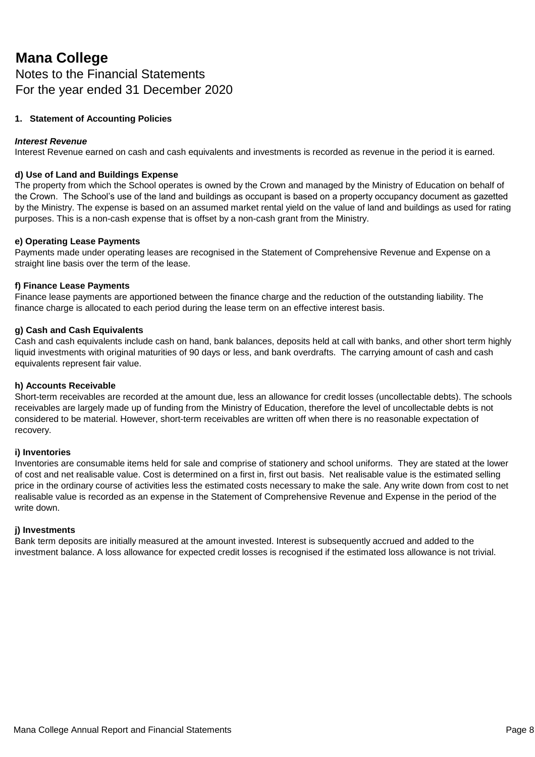# Mana College

Notes to the Financial Statements
For the year ended 31 December 2020

**1. Statement of Accounting Policies**

***Interest Revenue***
Interest Revenue earned on cash and cash equivalents and investments is recorded as revenue in the period it is earned.

**d) Use of Land and Buildings Expense**
The property from which the School operates is owned by the Crown and managed by the Ministry of Education on behalf of the Crown. The School's use of the land and buildings as occupant is based on a property occupancy document as gazetted by the Ministry. The expense is based on an assumed market rental yield on the value of land and buildings as used for rating purposes. This is a non-cash expense that is offset by a non-cash grant from the Ministry.

**e) Operating Lease Payments**
Payments made under operating leases are recognised in the Statement of Comprehensive Revenue and Expense on a straight line basis over the term of the lease.

**f) Finance Lease Payments**
Finance lease payments are apportioned between the finance charge and the reduction of the outstanding liability. The finance charge is allocated to each period during the lease term on an effective interest basis.

**g) Cash and Cash Equivalents**
Cash and cash equivalents include cash on hand, bank balances, deposits held at call with banks, and other short term highly liquid investments with original maturities of 90 days or less, and bank overdrafts. The carrying amount of cash and cash equivalents represent fair value.

**h) Accounts Receivable**
Short-term receivables are recorded at the amount due, less an allowance for credit losses (uncollectable debts). The schools receivables are largely made up of funding from the Ministry of Education, therefore the level of uncollectable debts is not considered to be material. However, short-term receivables are written off when there is no reasonable expectation of recovery.

**i) Inventories**
Inventories are consumable items held for sale and comprise of stationery and school uniforms. They are stated at the lower of cost and net realisable value. Cost is determined on a first in, first out basis. Net realisable value is the estimated selling price in the ordinary course of activities less the estimated costs necessary to make the sale. Any write down from cost to net realisable value is recorded as an expense in the Statement of Comprehensive Revenue and Expense in the period of the write down.

**j) Investments**
Bank term deposits are initially measured at the amount invested. Interest is subsequently accrued and added to the investment balance. A loss allowance for expected credit losses is recognised if the estimated loss allowance is not trivial.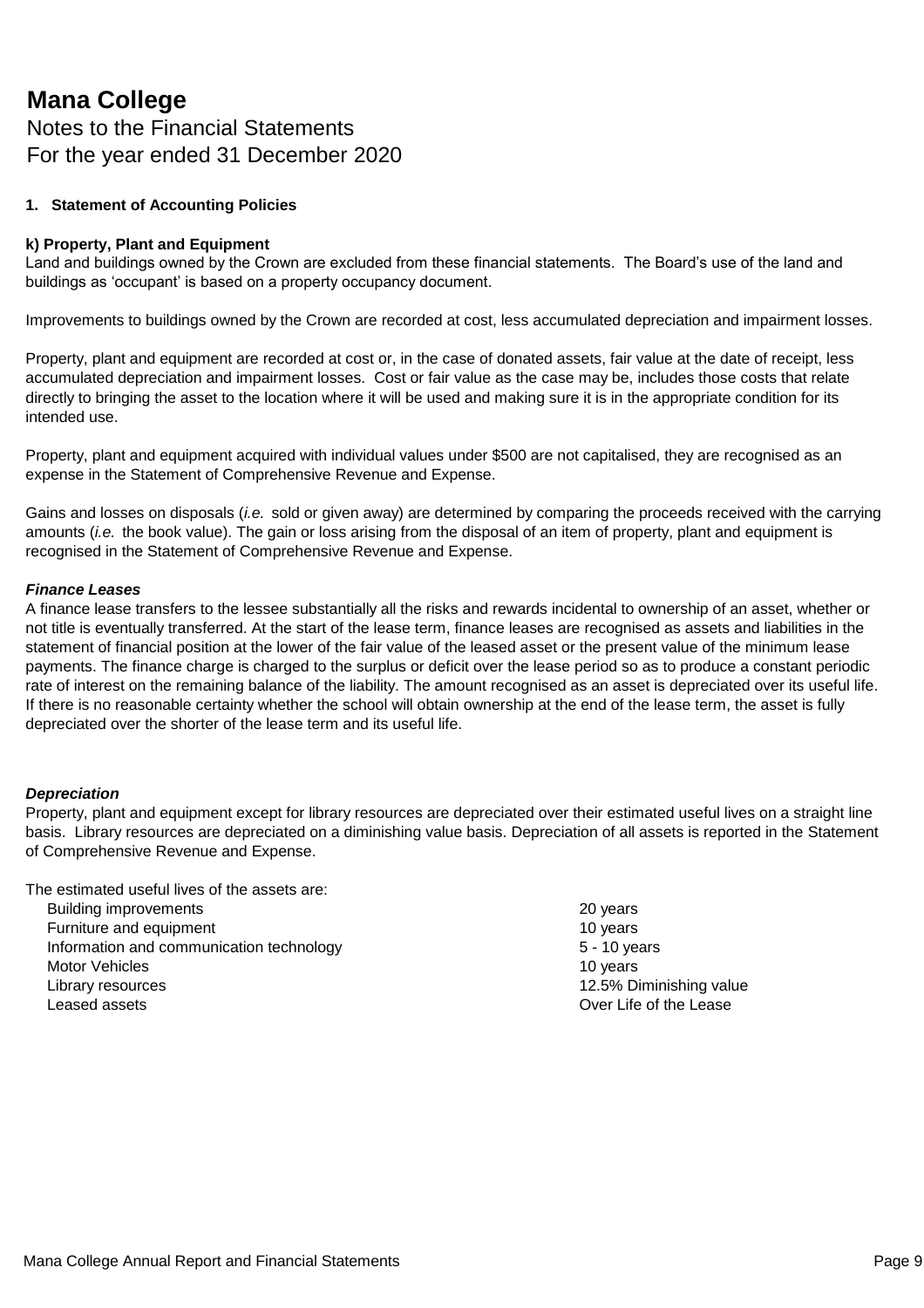# Mana College

Notes to the Financial Statements
For the year ended 31 December 2020

**1. Statement of Accounting Policies**

**k) Property, Plant and Equipment**

Land and buildings owned by the Crown are excluded from these financial statements. The Board's use of the land and buildings as 'occupant' is based on a property occupancy document.

Improvements to buildings owned by the Crown are recorded at cost, less accumulated depreciation and impairment losses.

Property, plant and equipment are recorded at cost or, in the case of donated assets, fair value at the date of receipt, less accumulated depreciation and impairment losses. Cost or fair value as the case may be, includes those costs that relate directly to bringing the asset to the location where it will be used and making sure it is in the appropriate condition for its intended use.

Property, plant and equipment acquired with individual values under $500 are not capitalised, they are recognised as an expense in the Statement of Comprehensive Revenue and Expense.

Gains and losses on disposals (*i.e.* sold or given away) are determined by comparing the proceeds received with the carrying amounts (*i.e.* the book value). The gain or loss arising from the disposal of an item of property, plant and equipment is recognised in the Statement of Comprehensive Revenue and Expense.

***Finance Leases***

A finance lease transfers to the lessee substantially all the risks and rewards incidental to ownership of an asset, whether or not title is eventually transferred. At the start of the lease term, finance leases are recognised as assets and liabilities in the statement of financial position at the lower of the fair value of the leased asset or the present value of the minimum lease payments. The finance charge is charged to the surplus or deficit over the lease period so as to produce a constant periodic rate of interest on the remaining balance of the liability. The amount recognised as an asset is depreciated over its useful life. If there is no reasonable certainty whether the school will obtain ownership at the end of the lease term, the asset is fully depreciated over the shorter of the lease term and its useful life.

***Depreciation***

Property, plant and equipment except for library resources are depreciated over their estimated useful lives on a straight line basis. Library resources are depreciated on a diminishing value basis. Depreciation of all assets is reported in the Statement of Comprehensive Revenue and Expense.

The estimated useful lives of the assets are:

| | |
|---|---|
| Building improvements | 20 years |
| Furniture and equipment | 10 years |
| Information and communication technology | 5 - 10 years |
| Motor Vehicles | 10 years |
| Library resources | 12.5% Diminishing value |
| Leased assets | Over Life of the Lease |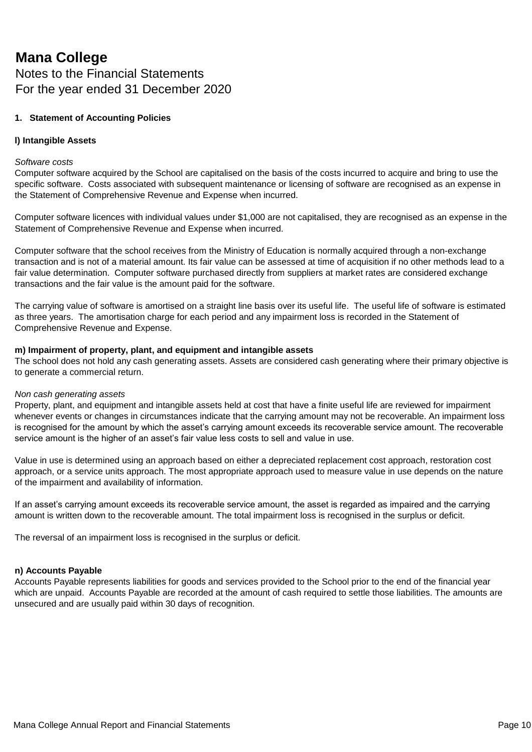# Mana College

Notes to the Financial Statements
For the year ended 31 December 2020

**1. Statement of Accounting Policies**

**l) Intangible Assets**

*Software costs*

Computer software acquired by the School are capitalised on the basis of the costs incurred to acquire and bring to use the specific software. Costs associated with subsequent maintenance or licensing of software are recognised as an expense in the Statement of Comprehensive Revenue and Expense when incurred.

Computer software licences with individual values under $1,000 are not capitalised, they are recognised as an expense in the Statement of Comprehensive Revenue and Expense when incurred.

Computer software that the school receives from the Ministry of Education is normally acquired through a non-exchange transaction and is not of a material amount. Its fair value can be assessed at time of acquisition if no other methods lead to a fair value determination. Computer software purchased directly from suppliers at market rates are considered exchange transactions and the fair value is the amount paid for the software.

The carrying value of software is amortised on a straight line basis over its useful life. The useful life of software is estimated as three years. The amortisation charge for each period and any impairment loss is recorded in the Statement of Comprehensive Revenue and Expense.

**m) Impairment of property, plant, and equipment and intangible assets**

The school does not hold any cash generating assets. Assets are considered cash generating where their primary objective is to generate a commercial return.

*Non cash generating assets*

Property, plant, and equipment and intangible assets held at cost that have a finite useful life are reviewed for impairment whenever events or changes in circumstances indicate that the carrying amount may not be recoverable. An impairment loss is recognised for the amount by which the asset's carrying amount exceeds its recoverable service amount. The recoverable service amount is the higher of an asset's fair value less costs to sell and value in use.

Value in use is determined using an approach based on either a depreciated replacement cost approach, restoration cost approach, or a service units approach. The most appropriate approach used to measure value in use depends on the nature of the impairment and availability of information.

If an asset's carrying amount exceeds its recoverable service amount, the asset is regarded as impaired and the carrying amount is written down to the recoverable amount. The total impairment loss is recognised in the surplus or deficit.

The reversal of an impairment loss is recognised in the surplus or deficit.

**n) Accounts Payable**

Accounts Payable represents liabilities for goods and services provided to the School prior to the end of the financial year which are unpaid. Accounts Payable are recorded at the amount of cash required to settle those liabilities. The amounts are unsecured and are usually paid within 30 days of recognition.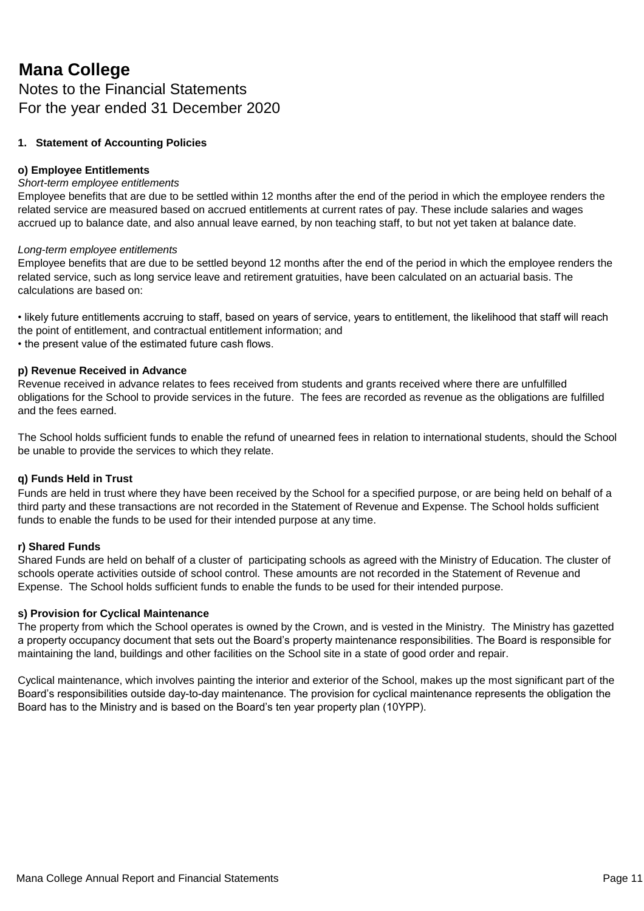# Mana College

Notes to the Financial Statements
For the year ended 31 December 2020

**1. Statement of Accounting Policies**

**o) Employee Entitlements**

*Short-term employee entitlements*

Employee benefits that are due to be settled within 12 months after the end of the period in which the employee renders the related service are measured based on accrued entitlements at current rates of pay. These include salaries and wages accrued up to balance date, and also annual leave earned, by non teaching staff, to but not yet taken at balance date.

*Long-term employee entitlements*

Employee benefits that are due to be settled beyond 12 months after the end of the period in which the employee renders the related service, such as long service leave and retirement gratuities, have been calculated on an actuarial basis. The calculations are based on:

• likely future entitlements accruing to staff, based on years of service, years to entitlement, the likelihood that staff will reach the point of entitlement, and contractual entitlement information; and
• the present value of the estimated future cash flows.

**p) Revenue Received in Advance**

Revenue received in advance relates to fees received from students and grants received where there are unfulfilled obligations for the School to provide services in the future. The fees are recorded as revenue as the obligations are fulfilled and the fees earned.

The School holds sufficient funds to enable the refund of unearned fees in relation to international students, should the School be unable to provide the services to which they relate.

**q) Funds Held in Trust**

Funds are held in trust where they have been received by the School for a specified purpose, or are being held on behalf of a third party and these transactions are not recorded in the Statement of Revenue and Expense. The School holds sufficient funds to enable the funds to be used for their intended purpose at any time.

**r) Shared Funds**

Shared Funds are held on behalf of a cluster of participating schools as agreed with the Ministry of Education. The cluster of schools operate activities outside of school control. These amounts are not recorded in the Statement of Revenue and Expense. The School holds sufficient funds to enable the funds to be used for their intended purpose.

**s) Provision for Cyclical Maintenance**

The property from which the School operates is owned by the Crown, and is vested in the Ministry. The Ministry has gazetted a property occupancy document that sets out the Board's property maintenance responsibilities. The Board is responsible for maintaining the land, buildings and other facilities on the School site in a state of good order and repair.

Cyclical maintenance, which involves painting the interior and exterior of the School, makes up the most significant part of the Board's responsibilities outside day-to-day maintenance. The provision for cyclical maintenance represents the obligation the Board has to the Ministry and is based on the Board's ten year property plan (10YPP).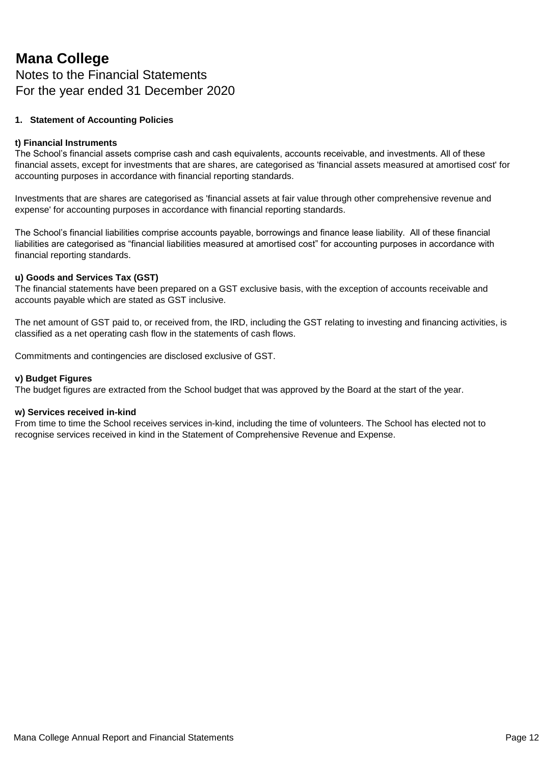# Mana College

Notes to the Financial Statements
For the year ended 31 December 2020

## 1. Statement of Accounting Policies

**t) Financial Instruments**

The School's financial assets comprise cash and cash equivalents, accounts receivable, and investments. All of these financial assets, except for investments that are shares, are categorised as 'financial assets measured at amortised cost' for accounting purposes in accordance with financial reporting standards.

Investments that are shares are categorised as 'financial assets at fair value through other comprehensive revenue and expense' for accounting purposes in accordance with financial reporting standards.

The School's financial liabilities comprise accounts payable, borrowings and finance lease liability. All of these financial liabilities are categorised as "financial liabilities measured at amortised cost" for accounting purposes in accordance with financial reporting standards.

**u) Goods and Services Tax (GST)**

The financial statements have been prepared on a GST exclusive basis, with the exception of accounts receivable and accounts payable which are stated as GST inclusive.

The net amount of GST paid to, or received from, the IRD, including the GST relating to investing and financing activities, is classified as a net operating cash flow in the statements of cash flows.

Commitments and contingencies are disclosed exclusive of GST.

**v) Budget Figures**

The budget figures are extracted from the School budget that was approved by the Board at the start of the year.

**w) Services received in-kind**

From time to time the School receives services in-kind, including the time of volunteers. The School has elected not to recognise services received in kind in the Statement of Comprehensive Revenue and Expense.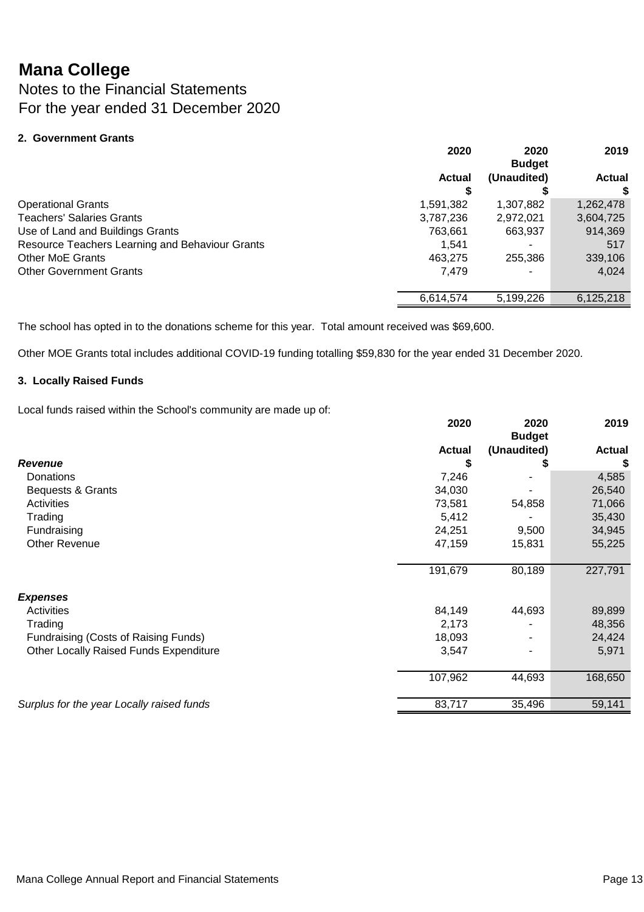# Mana College

## Notes to the Financial Statements
## For the year ended 31 December 2020

### 2. Government Grants

| | 2020 Actual $ | 2020 Budget (Unaudited) $ | 2019 Actual $ |
|---|---|---|---|
| Operational Grants | 1,591,382 | 1,307,882 | 1,262,478 |
| Teachers' Salaries Grants | 3,787,236 | 2,972,021 | 3,604,725 |
| Use of Land and Buildings Grants | 763,661 | 663,937 | 914,369 |
| Resource Teachers Learning and Behaviour Grants | 1,541 | - | 517 |
| Other MoE Grants | 463,275 | 255,386 | 339,106 |
| Other Government Grants | 7,479 | - | 4,024 |
| | 6,614,574 | 5,199,226 | 6,125,218 |

The school has opted in to the donations scheme for this year. Total amount received was $69,600.

Other MOE Grants total includes additional COVID-19 funding totalling $59,830 for the year ended 31 December 2020.

### 3. Locally Raised Funds

Local funds raised within the School's community are made up of:

| | 2020 Actual $ | 2020 Budget (Unaudited) $ | 2019 Actual $ |
|---|---|---|---|
| ***Revenue*** | | | |
| Donations | 7,246 | - | 4,585 |
| Bequests & Grants | 34,030 | - | 26,540 |
| Activities | 73,581 | 54,858 | 71,066 |
| Trading | 5,412 | - | 35,430 |
| Fundraising | 24,251 | 9,500 | 34,945 |
| Other Revenue | 47,159 | 15,831 | 55,225 |
| | 191,679 | 80,189 | 227,791 |
| ***Expenses*** | | | |
| Activities | 84,149 | 44,693 | 89,899 |
| Trading | 2,173 | - | 48,356 |
| Fundraising (Costs of Raising Funds) | 18,093 | - | 24,424 |
| Other Locally Raised Funds Expenditure | 3,547 | - | 5,971 |
| | 107,962 | 44,693 | 168,650 |
| *Surplus for the year Locally raised funds* | 83,717 | 35,496 | 59,141 |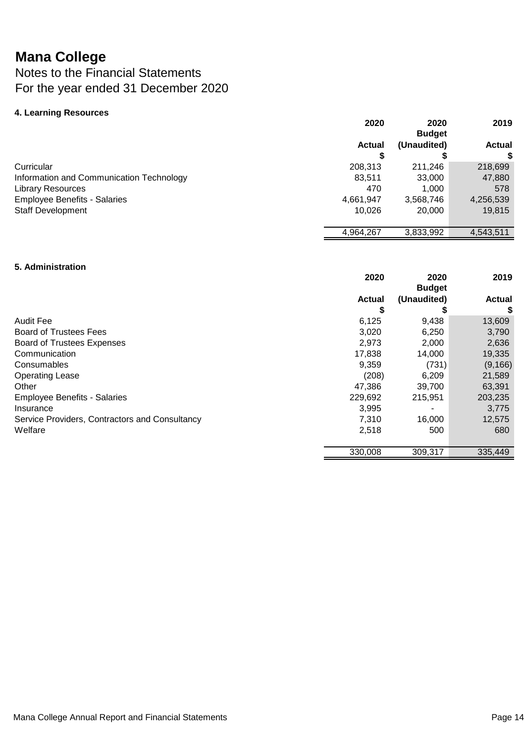# Mana College

## Notes to the Financial Statements
## For the year ended 31 December 2020

### 4. Learning Resources

| | 2020<br>Actual<br>$ | 2020<br>Budget<br>(Unaudited)<br>$ | 2019<br>Actual<br>$ |
|---|---|---|---|
| Curricular | 208,313 | 211,246 | 218,699 |
| Information and Communication Technology | 83,511 | 33,000 | 47,880 |
| Library Resources | 470 | 1,000 | 578 |
| Employee Benefits - Salaries | 4,661,947 | 3,568,746 | 4,256,539 |
| Staff Development | 10,026 | 20,000 | 19,815 |
| | 4,964,267 | 3,833,992 | 4,543,511 |

### 5. Administration

| | 2020<br>Actual<br>$ | 2020<br>Budget<br>(Unaudited)<br>$ | 2019<br>Actual<br>$ |
|---|---|---|---|
| Audit Fee | 6,125 | 9,438 | 13,609 |
| Board of Trustees Fees | 3,020 | 6,250 | 3,790 |
| Board of Trustees Expenses | 2,973 | 2,000 | 2,636 |
| Communication | 17,838 | 14,000 | 19,335 |
| Consumables | 9,359 | (731) | (9,166) |
| Operating Lease | (208) | 6,209 | 21,589 |
| Other | 47,386 | 39,700 | 63,391 |
| Employee Benefits - Salaries | 229,692 | 215,951 | 203,235 |
| Insurance | 3,995 | - | 3,775 |
| Service Providers, Contractors and Consultancy | 7,310 | 16,000 | 12,575 |
| Welfare | 2,518 | 500 | 680 |
| | 330,008 | 309,317 | 335,449 |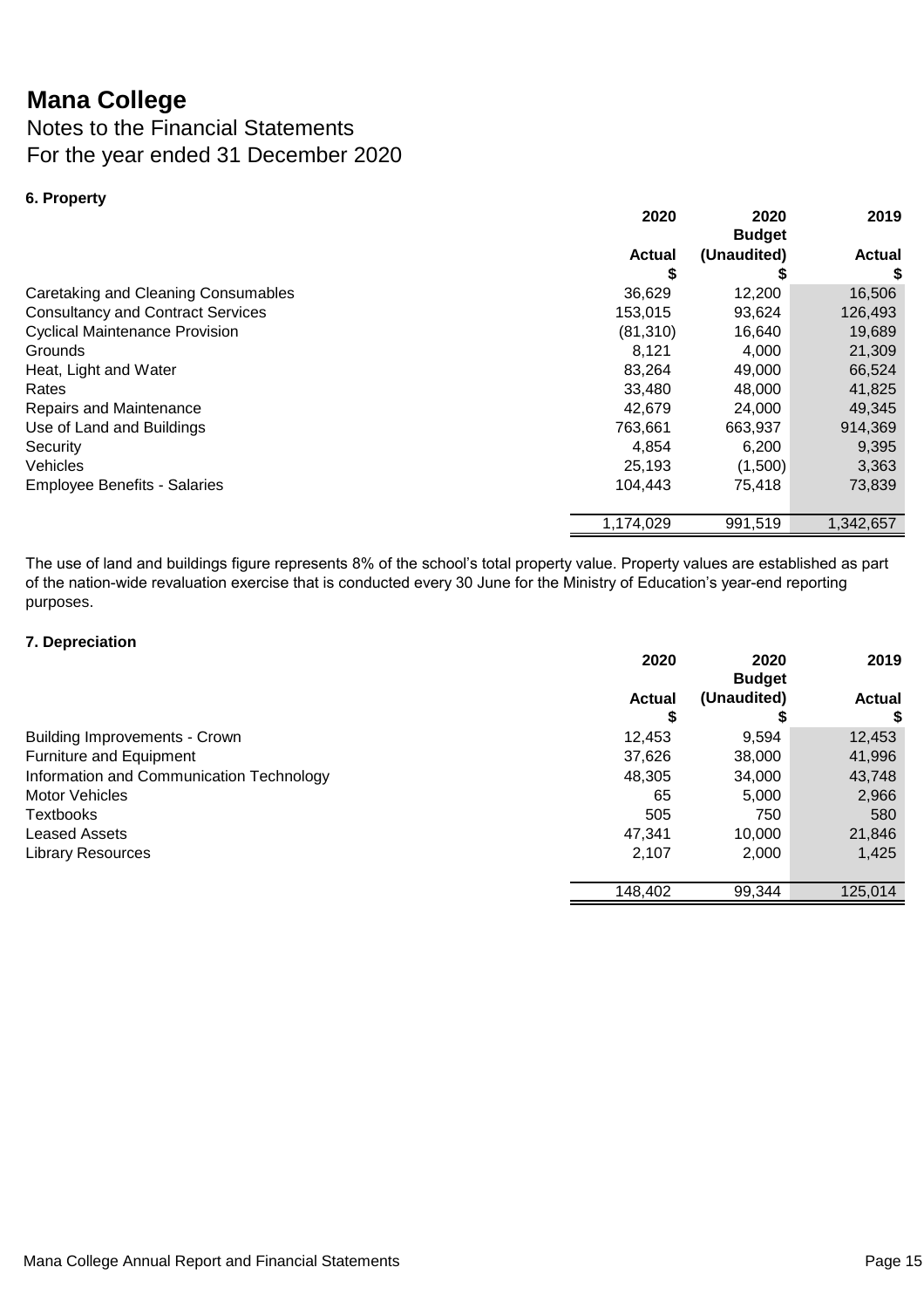# Mana College

## Notes to the Financial Statements
## For the year ended 31 December 2020

### 6. Property

| | 2020 Actual $ | 2020 Budget (Unaudited) $ | 2019 Actual $ |
|---|---|---|---|
| Caretaking and Cleaning Consumables | 36,629 | 12,200 | 16,506 |
| Consultancy and Contract Services | 153,015 | 93,624 | 126,493 |
| Cyclical Maintenance Provision | (81,310) | 16,640 | 19,689 |
| Grounds | 8,121 | 4,000 | 21,309 |
| Heat, Light and Water | 83,264 | 49,000 | 66,524 |
| Rates | 33,480 | 48,000 | 41,825 |
| Repairs and Maintenance | 42,679 | 24,000 | 49,345 |
| Use of Land and Buildings | 763,661 | 663,937 | 914,369 |
| Security | 4,854 | 6,200 | 9,395 |
| Vehicles | 25,193 | (1,500) | 3,363 |
| Employee Benefits - Salaries | 104,443 | 75,418 | 73,839 |
| | 1,174,029 | 991,519 | 1,342,657 |

The use of land and buildings figure represents 8% of the school's total property value. Property values are established as part of the nation-wide revaluation exercise that is conducted every 30 June for the Ministry of Education's year-end reporting purposes.

### 7. Depreciation

| | 2020 Actual $ | 2020 Budget (Unaudited) $ | 2019 Actual $ |
|---|---|---|---|
| Building Improvements - Crown | 12,453 | 9,594 | 12,453 |
| Furniture and Equipment | 37,626 | 38,000 | 41,996 |
| Information and Communication Technology | 48,305 | 34,000 | 43,748 |
| Motor Vehicles | 65 | 5,000 | 2,966 |
| Textbooks | 505 | 750 | 580 |
| Leased Assets | 47,341 | 10,000 | 21,846 |
| Library Resources | 2,107 | 2,000 | 1,425 |
| | 148,402 | 99,344 | 125,014 |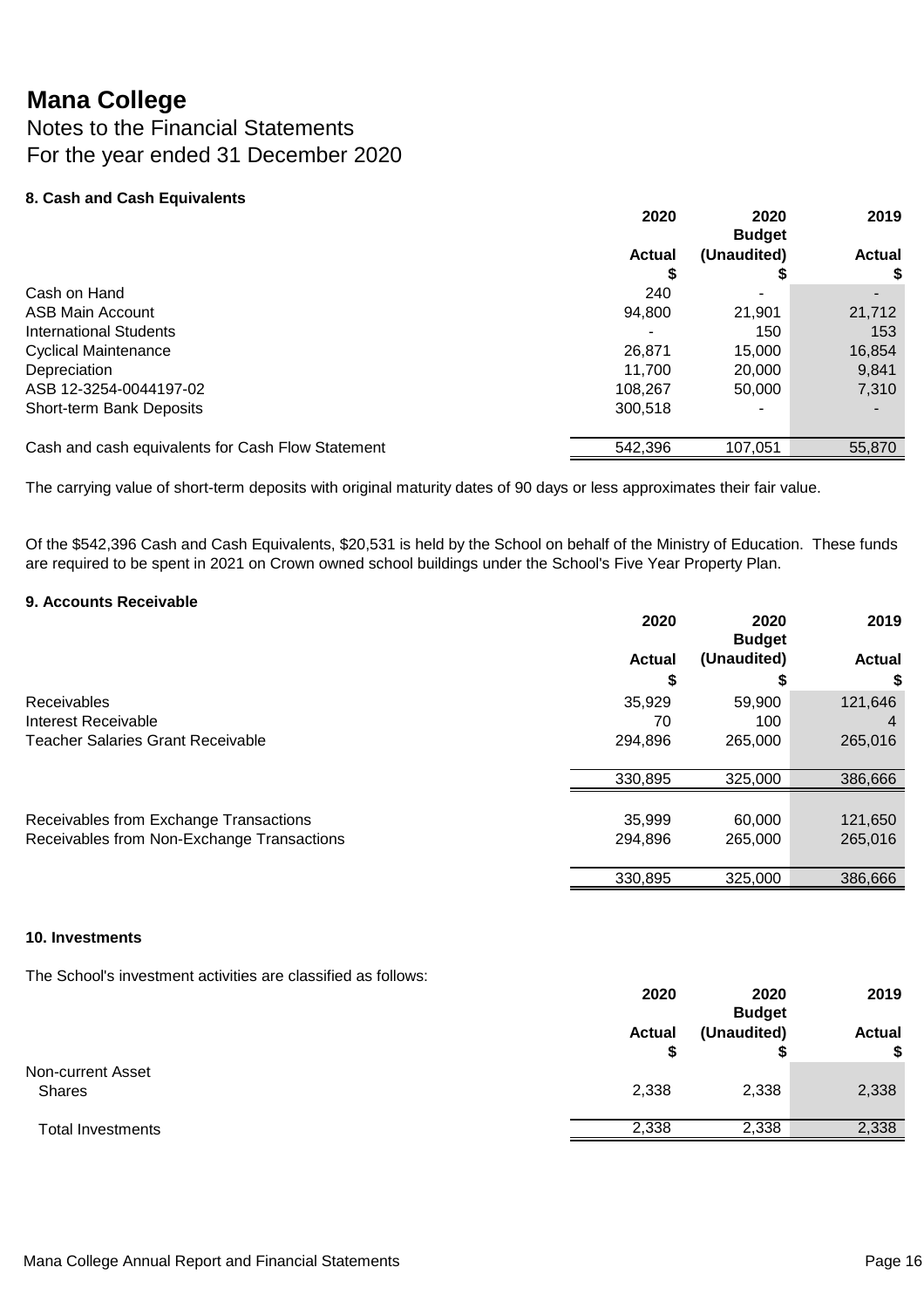# Mana College

## Notes to the Financial Statements
## For the year ended 31 December 2020

### 8. Cash and Cash Equivalents

| | 2020 Actual $ | 2020 Budget (Unaudited) $ | 2019 Actual $ |
|---|---|---|---|
| Cash on Hand | 240 | - | - |
| ASB Main Account | 94,800 | 21,901 | 21,712 |
| International Students | - | 150 | 153 |
| Cyclical Maintenance | 26,871 | 15,000 | 16,854 |
| Depreciation | 11,700 | 20,000 | 9,841 |
| ASB 12-3254-0044197-02 | 108,267 | 50,000 | 7,310 |
| Short-term Bank Deposits | 300,518 | - | - |
| Cash and cash equivalents for Cash Flow Statement | 542,396 | 107,051 | 55,870 |

The carrying value of short-term deposits with original maturity dates of 90 days or less approximates their fair value.

Of the $542,396 Cash and Cash Equivalents, $20,531 is held by the School on behalf of the Ministry of Education. These funds are required to be spent in 2021 on Crown owned school buildings under the School's Five Year Property Plan.

### 9. Accounts Receivable

| | 2020 Actual $ | 2020 Budget (Unaudited) $ | 2019 Actual $ |
|---|---|---|---|
| Receivables | 35,929 | 59,900 | 121,646 |
| Interest Receivable | 70 | 100 | 4 |
| Teacher Salaries Grant Receivable | 294,896 | 265,000 | 265,016 |
| | 330,895 | 325,000 | 386,666 |
| Receivables from Exchange Transactions | 35,999 | 60,000 | 121,650 |
| Receivables from Non-Exchange Transactions | 294,896 | 265,000 | 265,016 |
| | 330,895 | 325,000 | 386,666 |

### 10. Investments

The School's investment activities are classified as follows:

| | 2020 Actual $ | 2020 Budget (Unaudited) $ | 2019 Actual $ |
|---|---|---|---|
| Non-current Asset | | | |
| Shares | 2,338 | 2,338 | 2,338 |
| Total Investments | 2,338 | 2,338 | 2,338 |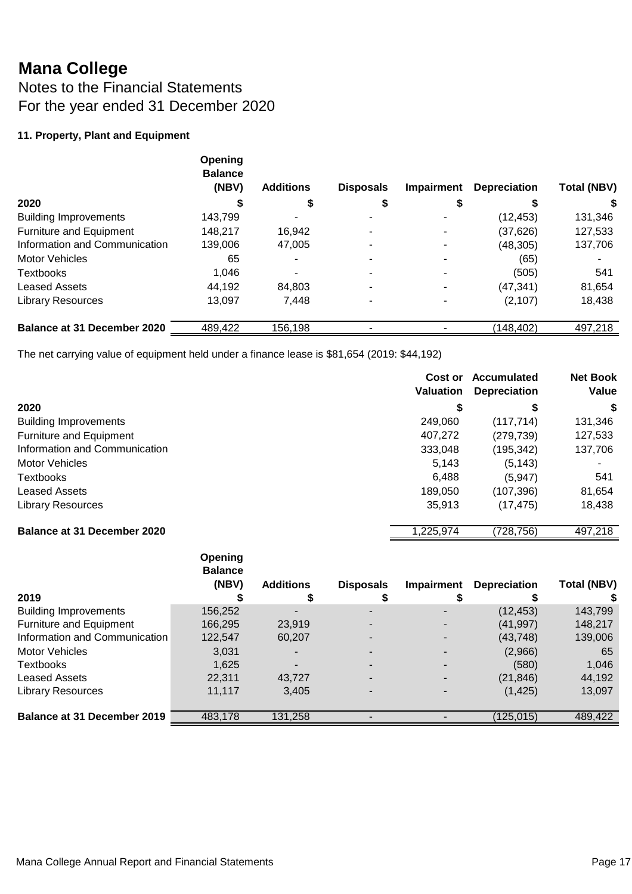# Mana College

## Notes to the Financial Statements
## For the year ended 31 December 2020

### 11. Property, Plant and Equipment

| 2020 | Opening Balance (NBV) $ | Additions $ | Disposals $ | Impairment $ | Depreciation $ | Total (NBV) $ |
|---|---|---|---|---|---|---|
| Building Improvements | 143,799 | - | - | - | (12,453) | 131,346 |
| Furniture and Equipment | 148,217 | 16,942 | - | - | (37,626) | 127,533 |
| Information and Communication | 139,006 | 47,005 | - | - | (48,305) | 137,706 |
| Motor Vehicles | 65 | - | - | - | (65) | - |
| Textbooks | 1,046 | - | - | - | (505) | 541 |
| Leased Assets | 44,192 | 84,803 | - | - | (47,341) | 81,654 |
| Library Resources | 13,097 | 7,448 | - | - | (2,107) | 18,438 |
| **Balance at 31 December 2020** | 489,422 | 156,198 | - | - | (148,402) | 497,218 |

The net carrying value of equipment held under a finance lease is $81,654 (2019: $44,192)

| 2020 | Cost or Valuation $ | Accumulated Depreciation $ | Net Book Value $ |
|---|---|---|---|
| Building Improvements | 249,060 | (117,714) | 131,346 |
| Furniture and Equipment | 407,272 | (279,739) | 127,533 |
| Information and Communication | 333,048 | (195,342) | 137,706 |
| Motor Vehicles | 5,143 | (5,143) | - |
| Textbooks | 6,488 | (5,947) | 541 |
| Leased Assets | 189,050 | (107,396) | 81,654 |
| Library Resources | 35,913 | (17,475) | 18,438 |
| **Balance at 31 December 2020** | 1,225,974 | (728,756) | 497,218 |

| 2019 | Opening Balance (NBV) $ | Additions $ | Disposals $ | Impairment $ | Depreciation $ | Total (NBV) $ |
|---|---|---|---|---|---|---|
| Building Improvements | 156,252 | - | - | - | (12,453) | 143,799 |
| Furniture and Equipment | 166,295 | 23,919 | - | - | (41,997) | 148,217 |
| Information and Communication | 122,547 | 60,207 | - | - | (43,748) | 139,006 |
| Motor Vehicles | 3,031 | - | - | - | (2,966) | 65 |
| Textbooks | 1,625 | - | - | - | (580) | 1,046 |
| Leased Assets | 22,311 | 43,727 | - | - | (21,846) | 44,192 |
| Library Resources | 11,117 | 3,405 | - | - | (1,425) | 13,097 |
| **Balance at 31 December 2019** | 483,178 | 131,258 | - | - | (125,015) | 489,422 |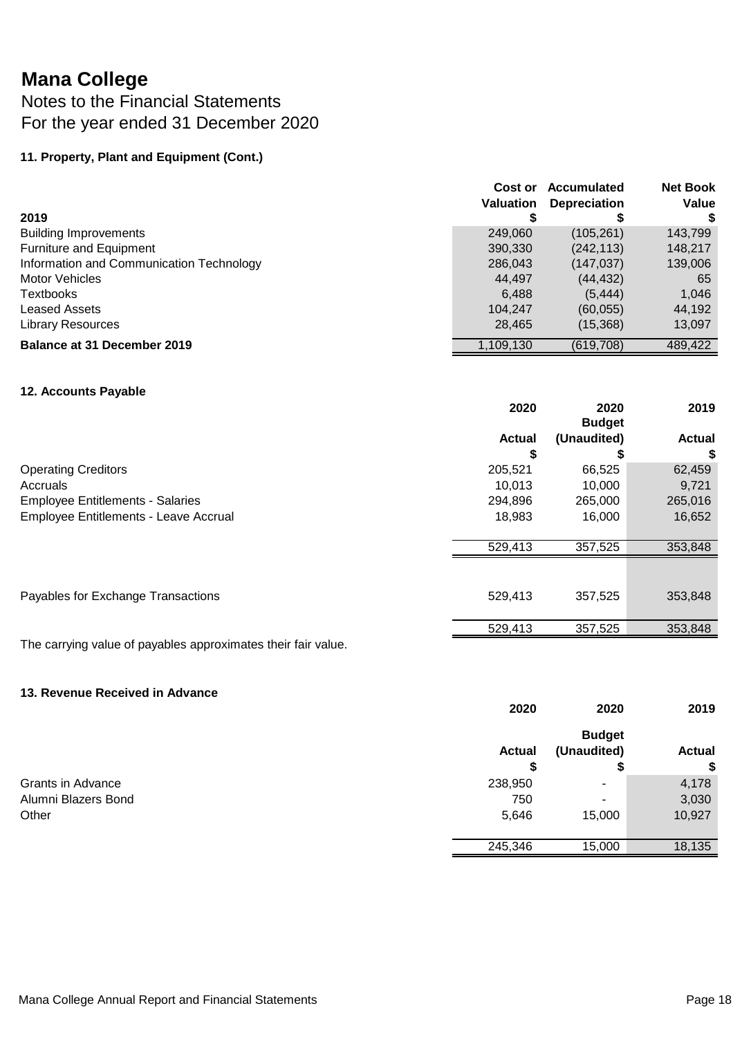# Mana College

## Notes to the Financial Statements
## For the year ended 31 December 2020

### 11. Property, Plant and Equipment (Cont.)

| 2019 | Cost or Valuation $ | Accumulated Depreciation $ | Net Book Value $ |
|---|---|---|---|
| Building Improvements | 249,060 | (105,261) | 143,799 |
| Furniture and Equipment | 390,330 | (242,113) | 148,217 |
| Information and Communication Technology | 286,043 | (147,037) | 139,006 |
| Motor Vehicles | 44,497 | (44,432) | 65 |
| Textbooks | 6,488 | (5,444) | 1,046 |
| Leased Assets | 104,247 | (60,055) | 44,192 |
| Library Resources | 28,465 | (15,368) | 13,097 |
| **Balance at 31 December 2019** | 1,109,130 | (619,708) | 489,422 |

### 12. Accounts Payable

| | 2020 Actual $ | 2020 Budget (Unaudited) $ | 2019 Actual $ |
|---|---|---|---|
| Operating Creditors | 205,521 | 66,525 | 62,459 |
| Accruals | 10,013 | 10,000 | 9,721 |
| Employee Entitlements - Salaries | 294,896 | 265,000 | 265,016 |
| Employee Entitlements - Leave Accrual | 18,983 | 16,000 | 16,652 |
| | 529,413 | 357,525 | 353,848 |
| Payables for Exchange Transactions | 529,413 | 357,525 | 353,848 |
| | 529,413 | 357,525 | 353,848 |

The carrying value of payables approximates their fair value.

### 13. Revenue Received in Advance

| | 2020 Actual $ | 2020 Budget (Unaudited) $ | 2019 Actual $ |
|---|---|---|---|
| Grants in Advance | 238,950 | - | 4,178 |
| Alumni Blazers Bond | 750 | - | 3,030 |
| Other | 5,646 | 15,000 | 10,927 |
| | 245,346 | 15,000 | 18,135 |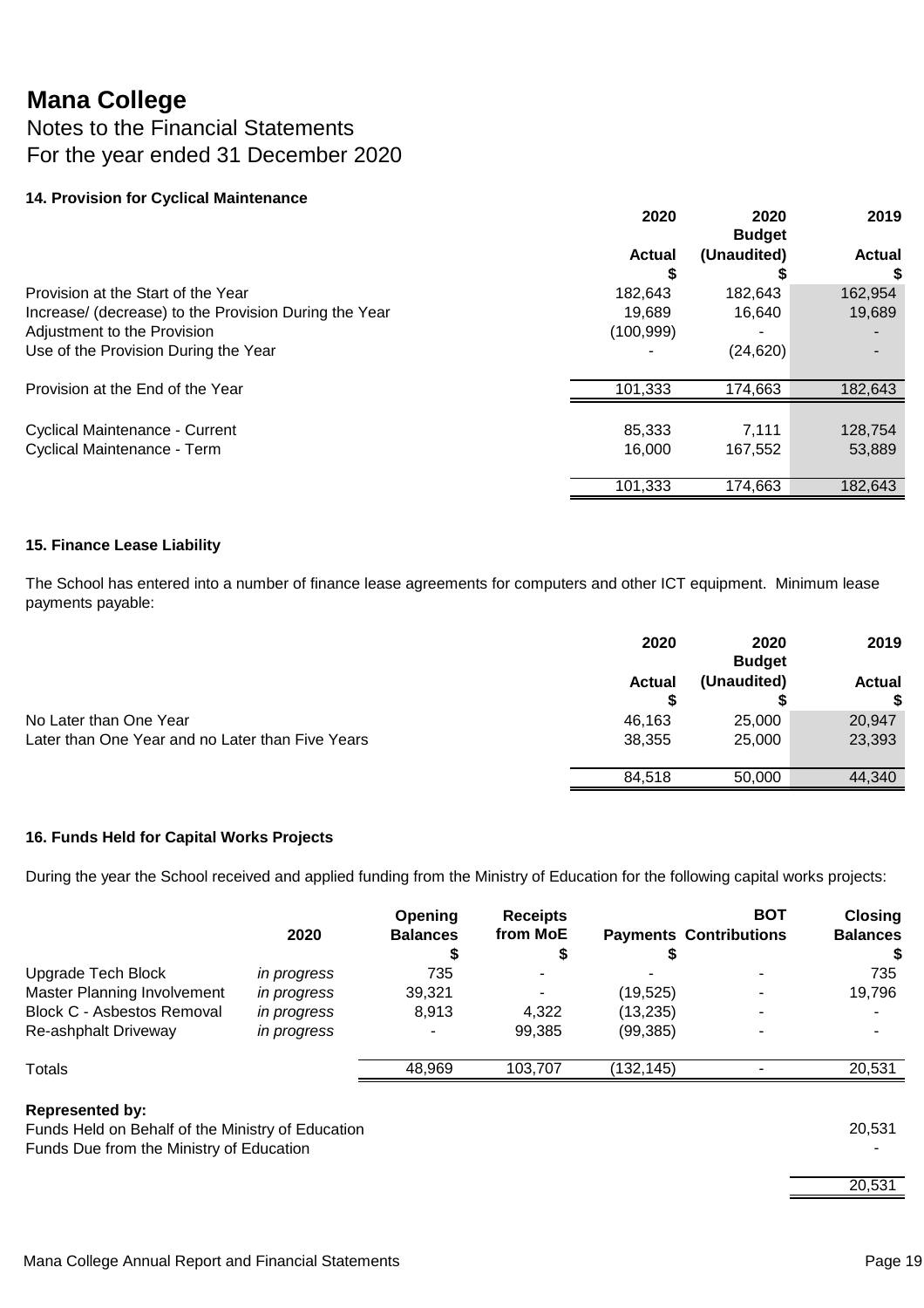# Mana College

## Notes to the Financial Statements
## For the year ended 31 December 2020

### 14. Provision for Cyclical Maintenance

| | 2020 Actual $ | 2020 Budget (Unaudited) $ | 2019 Actual $ |
|---|---|---|---|
| Provision at the Start of the Year | 182,643 | 182,643 | 162,954 |
| Increase/ (decrease) to the Provision During the Year | 19,689 | 16,640 | 19,689 |
| Adjustment to the Provision | (100,999) | - | - |
| Use of the Provision During the Year | - | (24,620) | - |
| Provision at the End of the Year | 101,333 | 174,663 | 182,643 |
| | | | |
| Cyclical Maintenance - Current | 85,333 | 7,111 | 128,754 |
| Cyclical Maintenance - Term | 16,000 | 167,552 | 53,889 |
| | 101,333 | 174,663 | 182,643 |

### 15. Finance Lease Liability

The School has entered into a number of finance lease agreements for computers and other ICT equipment. Minimum lease payments payable:

| | 2020 Actual $ | 2020 Budget (Unaudited) $ | 2019 Actual $ |
|---|---|---|---|
| No Later than One Year | 46,163 | 25,000 | 20,947 |
| Later than One Year and no Later than Five Years | 38,355 | 25,000 | 23,393 |
| | 84,518 | 50,000 | 44,340 |

### 16. Funds Held for Capital Works Projects

During the year the School received and applied funding from the Ministry of Education for the following capital works projects:

| | 2020 | Opening Balances $ | Receipts from MoE $ | Payments $ | BOT Contributions | Closing Balances $ |
|---|---|---|---|---|---|---|
| Upgrade Tech Block | *in progress* | 735 | - | - | - | 735 |
| Master Planning Involvement | *in progress* | 39,321 | - | (19,525) | - | 19,796 |
| Block C - Asbestos Removal | *in progress* | 8,913 | 4,322 | (13,235) | - | - |
| Re-ashphalt Driveway | *in progress* | - | 99,385 | (99,385) | - | - |
| Totals | | 48,969 | 103,707 | (132,145) | - | 20,531 |

**Represented by:**

| | |
|---|---|
| Funds Held on Behalf of the Ministry of Education | 20,531 |
| Funds Due from the Ministry of Education | - |
| | 20,531 |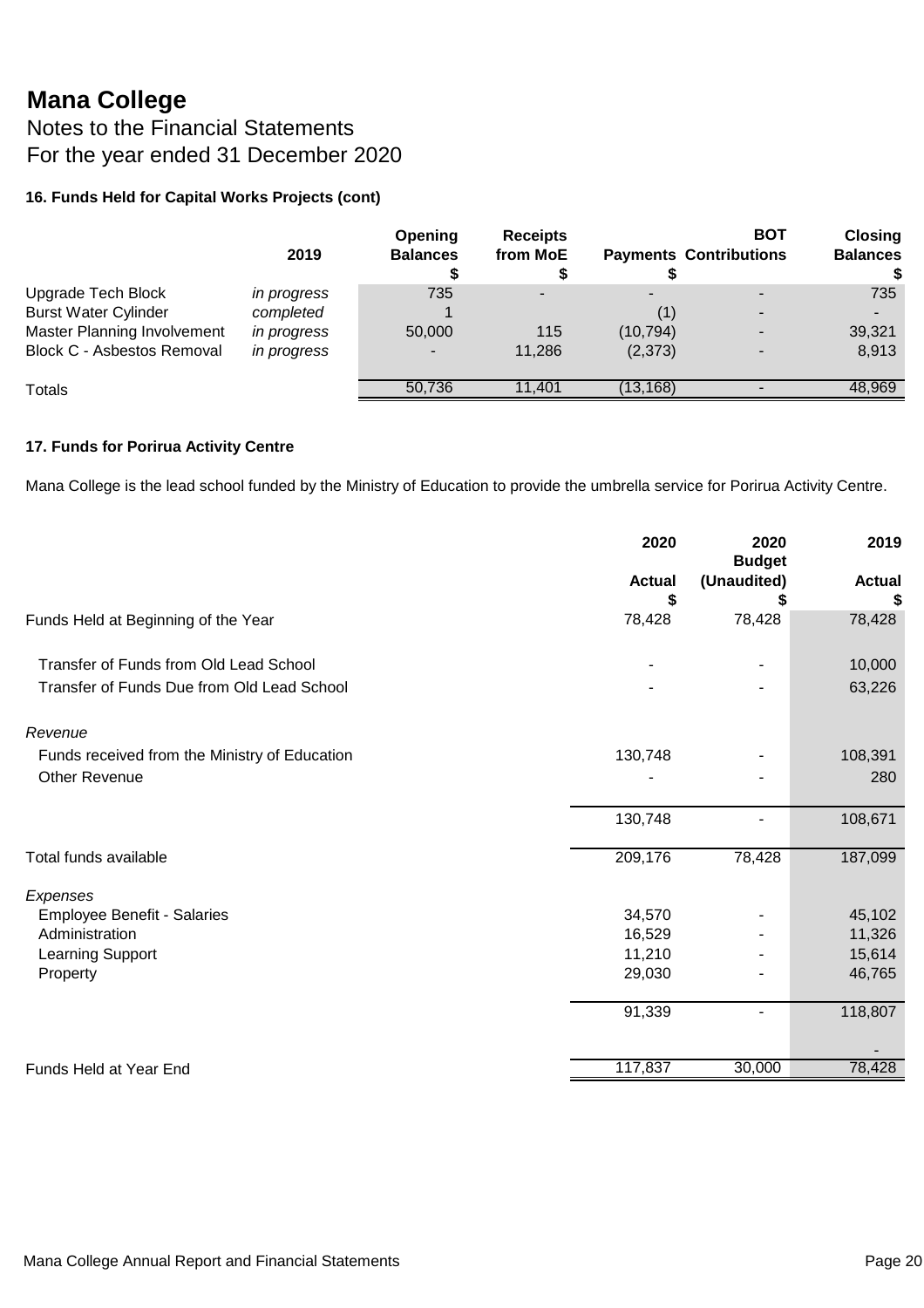# Mana College

Notes to the Financial Statements
For the year ended 31 December 2020

### 16. Funds Held for Capital Works Projects (cont)

| | 2019 | Opening Balances $ | Receipts from MoE $ | Payments $ | BOT Contributions | Closing Balances $ |
|---|---|---|---|---|---|---|
| Upgrade Tech Block | *in progress* | 735 | - | - | - | 735 |
| Burst Water Cylinder | *completed* | 1 | | (1) | - | - |
| Master Planning Involvement | *in progress* | 50,000 | 115 | (10,794) | - | 39,321 |
| Block C - Asbestos Removal | *in progress* | - | 11,286 | (2,373) | - | 8,913 |
| Totals | | 50,736 | 11,401 | (13,168) | - | 48,969 |

### 17. Funds for Porirua Activity Centre

Mana College is the lead school funded by the Ministry of Education to provide the umbrella service for Porirua Activity Centre.

| | 2020 Actual $ | 2020 Budget (Unaudited) $ | 2019 Actual $ |
|---|---|---|---|
| Funds Held at Beginning of the Year | 78,428 | 78,428 | 78,428 |
| Transfer of Funds from Old Lead School | - | - | 10,000 |
| Transfer of Funds Due from Old Lead School | - | - | 63,226 |
| *Revenue* | | | |
| Funds received from the Ministry of Education | 130,748 | - | 108,391 |
| Other Revenue | - | - | 280 |
| | 130,748 | - | 108,671 |
| Total funds available | 209,176 | 78,428 | 187,099 |
| *Expenses* | | | |
| Employee Benefit - Salaries | 34,570 | - | 45,102 |
| Administration | 16,529 | - | 11,326 |
| Learning Support | 11,210 | - | 15,614 |
| Property | 29,030 | - | 46,765 |
| | 91,339 | - | 118,807 |
| | | | - |
| Funds Held at Year End | 117,837 | 30,000 | 78,428 |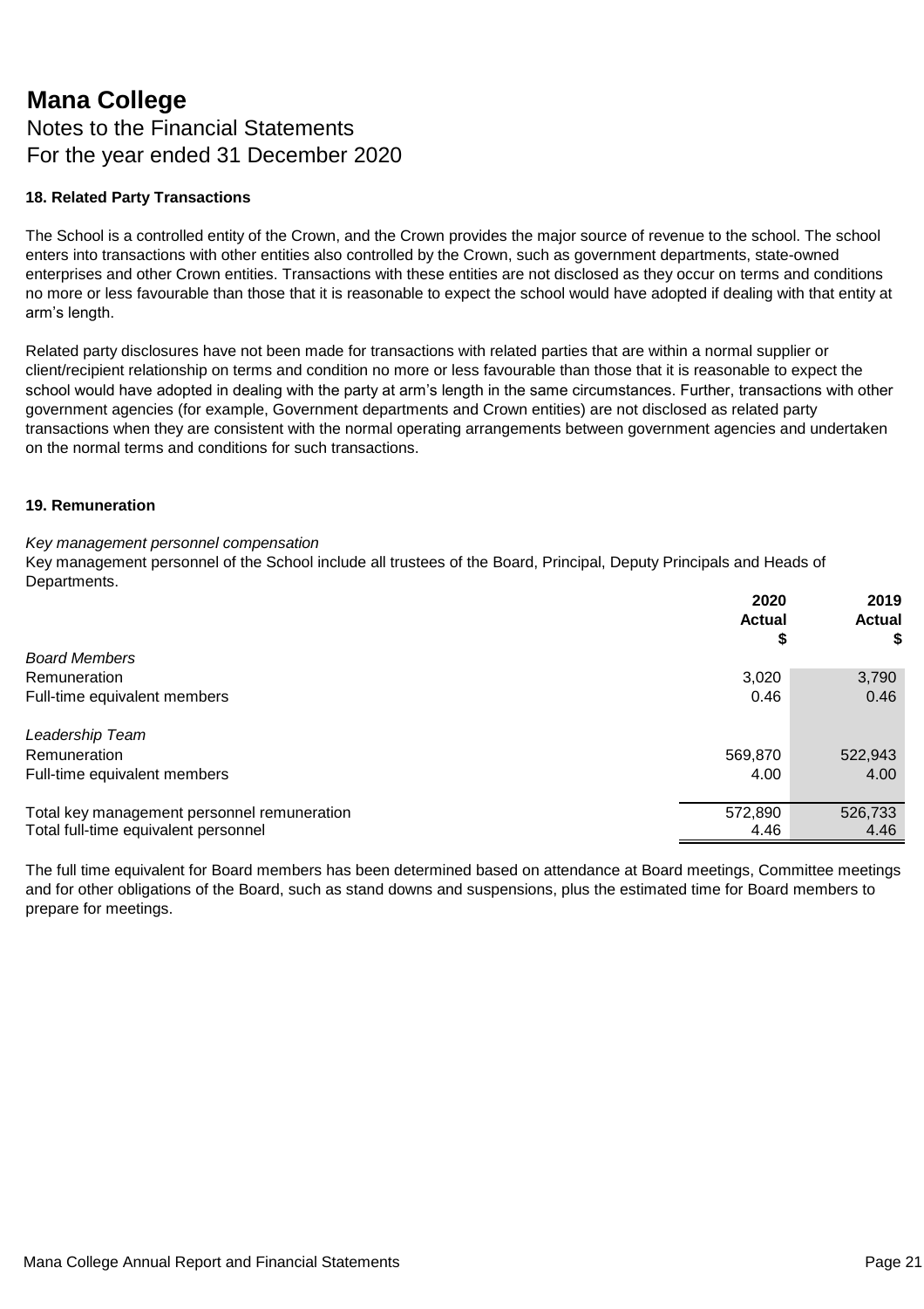# Mana College

## Notes to the Financial Statements

## For the year ended 31 December 2020

### 18. Related Party Transactions

The School is a controlled entity of the Crown, and the Crown provides the major source of revenue to the school. The school enters into transactions with other entities also controlled by the Crown, such as government departments, state-owned enterprises and other Crown entities. Transactions with these entities are not disclosed as they occur on terms and conditions no more or less favourable than those that it is reasonable to expect the school would have adopted if dealing with that entity at arm's length.

Related party disclosures have not been made for transactions with related parties that are within a normal supplier or client/recipient relationship on terms and condition no more or less favourable than those that it is reasonable to expect the school would have adopted in dealing with the party at arm's length in the same circumstances. Further, transactions with other government agencies (for example, Government departments and Crown entities) are not disclosed as related party transactions when they are consistent with the normal operating arrangements between government agencies and undertaken on the normal terms and conditions for such transactions.

### 19. Remuneration

*Key management personnel compensation*

Key management personnel of the School include all trustees of the Board, Principal, Deputy Principals and Heads of Departments.

| | 2020 Actual $ | 2019 Actual $ |
|---|---|---|
| *Board Members* | | |
| Remuneration | 3,020 | 3,790 |
| Full-time equivalent members | 0.46 | 0.46 |
| | | |
| *Leadership Team* | | |
| Remuneration | 569,870 | 522,943 |
| Full-time equivalent members | 4.00 | 4.00 |
| | | |
| Total key management personnel remuneration | 572,890 | 526,733 |
| Total full-time equivalent personnel | 4.46 | 4.46 |

The full time equivalent for Board members has been determined based on attendance at Board meetings, Committee meetings and for other obligations of the Board, such as stand downs and suspensions, plus the estimated time for Board members to prepare for meetings.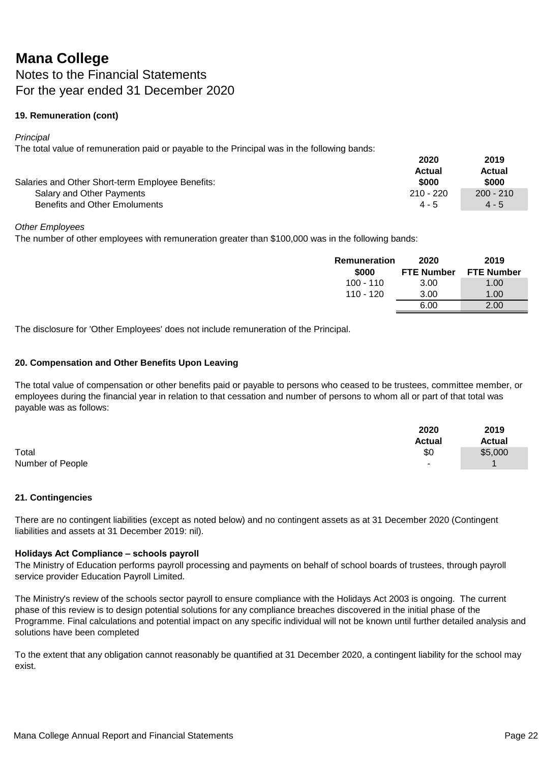# Mana College

Notes to the Financial Statements
For the year ended 31 December 2020

### 19. Remuneration (cont)

*Principal*

The total value of remuneration paid or payable to the Principal was in the following bands:

| | 2020 Actual $000 | 2019 Actual $000 |
|---|---|---|
| Salaries and Other Short-term Employee Benefits: | | |
| Salary and Other Payments | 210 - 220 | 200 - 210 |
| Benefits and Other Emoluments | 4 - 5 | 4 - 5 |

*Other Employees*

The number of other employees with remuneration greater than $100,000 was in the following bands:

| Remuneration $000 | 2020 FTE Number | 2019 FTE Number |
|---|---|---|
| 100 - 110 | 3.00 | 1.00 |
| 110 - 120 | 3.00 | 1.00 |
| | 6.00 | 2.00 |

The disclosure for 'Other Employees' does not include remuneration of the Principal.

### 20. Compensation and Other Benefits Upon Leaving

The total value of compensation or other benefits paid or payable to persons who ceased to be trustees, committee member, or employees during the financial year in relation to that cessation and number of persons to whom all or part of that total was payable was as follows:

| | 2020 Actual | 2019 Actual |
|---|---|---|
| Total | $0 | $5,000 |
| Number of People | - | 1 |

### 21. Contingencies

There are no contingent liabilities (except as noted below) and no contingent assets as at 31 December 2020 (Contingent liabilities and assets at 31 December 2019: nil).

**Holidays Act Compliance – schools payroll**

The Ministry of Education performs payroll processing and payments on behalf of school boards of trustees, through payroll service provider Education Payroll Limited.

The Ministry's review of the schools sector payroll to ensure compliance with the Holidays Act 2003 is ongoing. The current phase of this review is to design potential solutions for any compliance breaches discovered in the initial phase of the Programme. Final calculations and potential impact on any specific individual will not be known until further detailed analysis and solutions have been completed

To the extent that any obligation cannot reasonably be quantified at 31 December 2020, a contingent liability for the school may exist.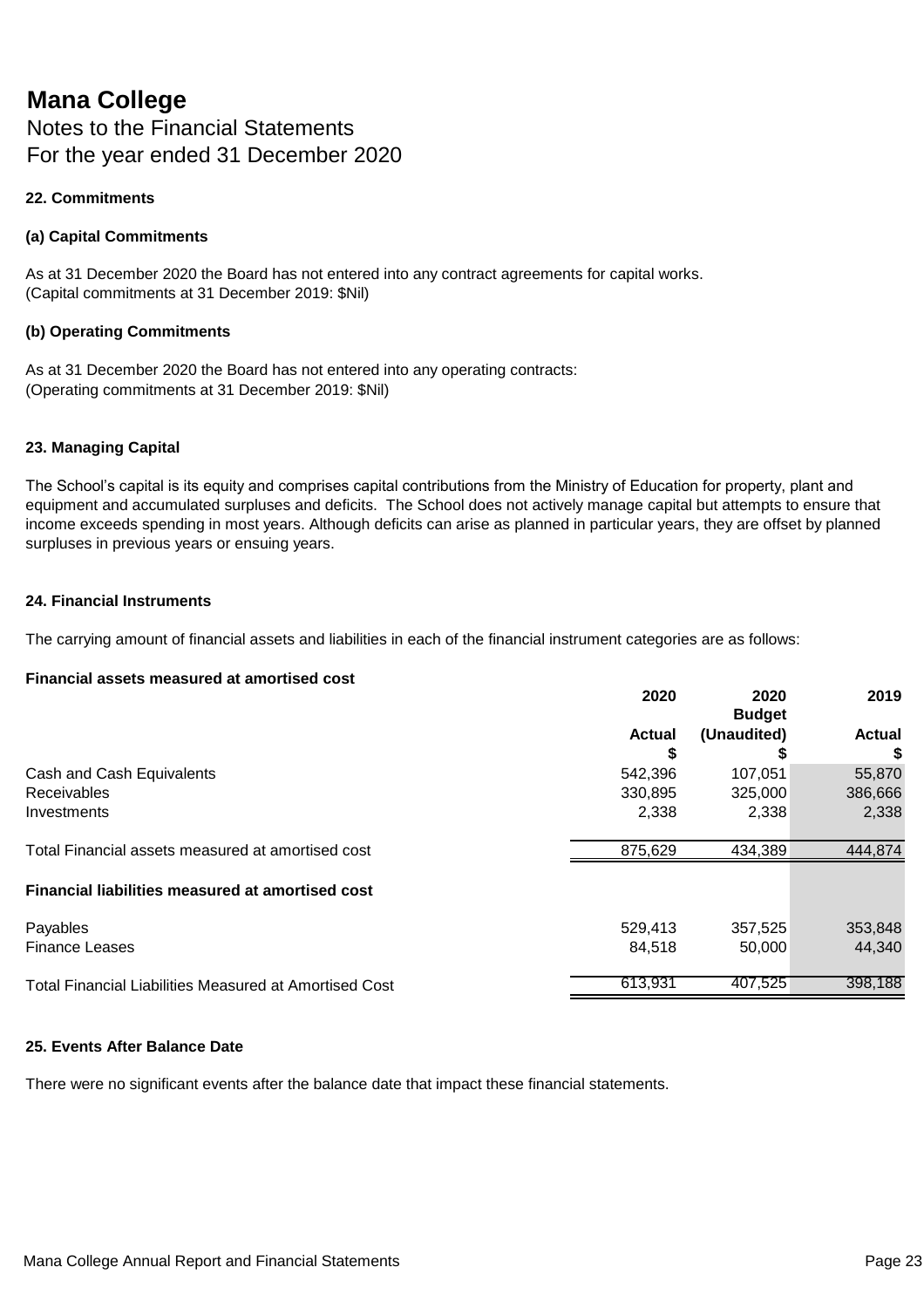# Mana College

Notes to the Financial Statements
For the year ended 31 December 2020

**22. Commitments**

**(a) Capital Commitments**

As at 31 December 2020 the Board has not entered into any contract agreements for capital works.
(Capital commitments at 31 December 2019: $Nil)

**(b) Operating Commitments**

As at 31 December 2020 the Board has not entered into any operating contracts:
(Operating commitments at 31 December 2019: $Nil)

**23. Managing Capital**

The School's capital is its equity and comprises capital contributions from the Ministry of Education for property, plant and equipment and accumulated surpluses and deficits. The School does not actively manage capital but attempts to ensure that income exceeds spending in most years. Although deficits can arise as planned in particular years, they are offset by planned surpluses in previous years or ensuing years.

**24. Financial Instruments**

The carrying amount of financial assets and liabilities in each of the financial instrument categories are as follows:

| **Financial assets measured at amortised cost** | **2020 Actual $** | **2020 Budget (Unaudited) $** | **2019 Actual $** |
|---|---|---|---|
| Cash and Cash Equivalents | 542,396 | 107,051 | 55,870 |
| Receivables | 330,895 | 325,000 | 386,666 |
| Investments | 2,338 | 2,338 | 2,338 |
| Total Financial assets measured at amortised cost | 875,629 | 434,389 | 444,874 |
| **Financial liabilities measured at amortised cost** | | | |
| Payables | 529,413 | 357,525 | 353,848 |
| Finance Leases | 84,518 | 50,000 | 44,340 |
| Total Financial Liabilities Measured at Amortised Cost | 613,931 | 407,525 | 398,188 |

**25. Events After Balance Date**

There were no significant events after the balance date that impact these financial statements.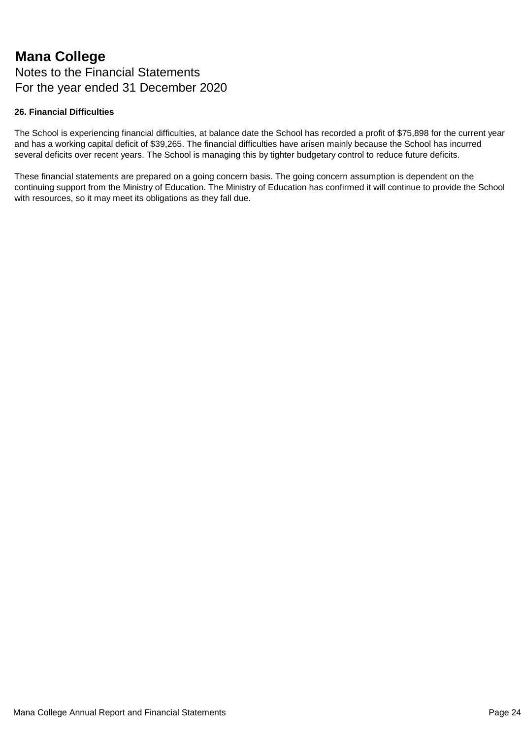# Mana College

Notes to the Financial Statements
For the year ended 31 December 2020

### 26. Financial Difficulties

The School is experiencing financial difficulties, at balance date the School has recorded a profit of $75,898 for the current year and has a working capital deficit of $39,265. The financial difficulties have arisen mainly because the School has incurred several deficits over recent years. The School is managing this by tighter budgetary control to reduce future deficits.

These financial statements are prepared on a going concern basis. The going concern assumption is dependent on the continuing support from the Ministry of Education. The Ministry of Education has confirmed it will continue to provide the School with resources, so it may meet its obligations as they fall due.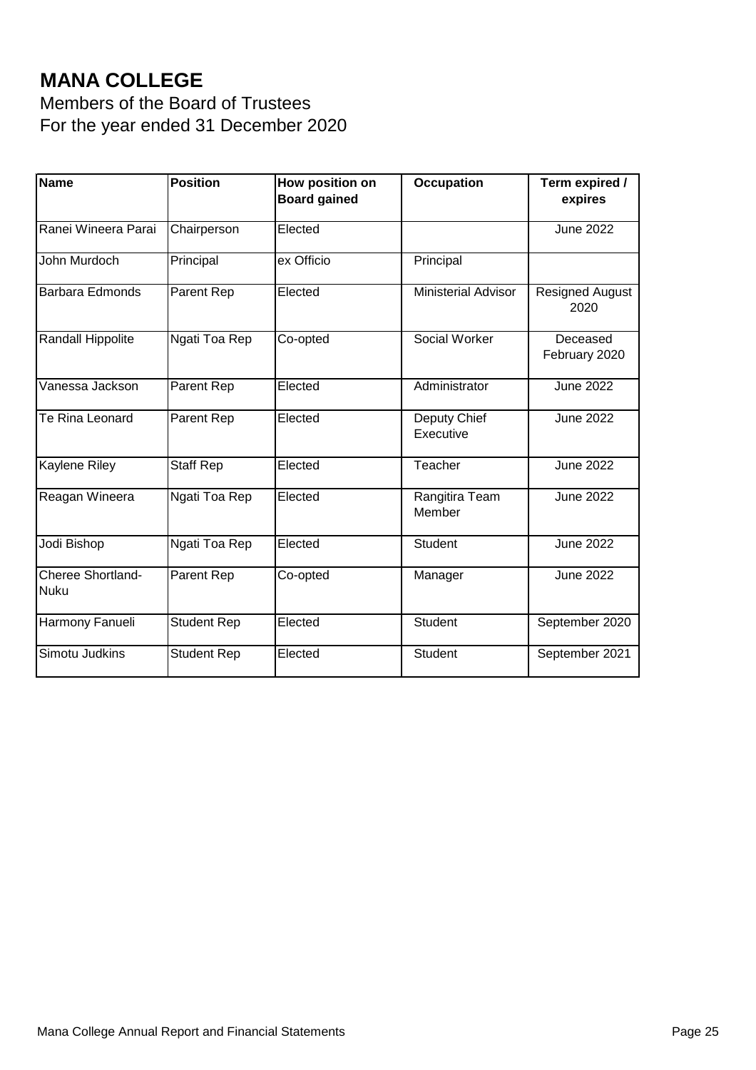# MANA COLLEGE

Members of the Board of Trustees
For the year ended 31 December 2020

| Name | Position | How position on Board gained | Occupation | Term expired / expires |
|---|---|---|---|---|
| Ranei Wineera Parai | Chairperson | Elected | | June 2022 |
| John Murdoch | Principal | ex Officio | Principal | |
| Barbara Edmonds | Parent Rep | Elected | Ministerial Advisor | Resigned August 2020 |
| Randall Hippolite | Ngati Toa Rep | Co-opted | Social Worker | Deceased February 2020 |
| Vanessa Jackson | Parent Rep | Elected | Administrator | June 2022 |
| Te Rina Leonard | Parent Rep | Elected | Deputy Chief Executive | June 2022 |
| Kaylene Riley | Staff Rep | Elected | Teacher | June 2022 |
| Reagan Wineera | Ngati Toa Rep | Elected | Rangitira Team Member | June 2022 |
| Jodi Bishop | Ngati Toa Rep | Elected | Student | June 2022 |
| Cheree Shortland-Nuku | Parent Rep | Co-opted | Manager | June 2022 |
| Harmony Fanueli | Student Rep | Elected | Student | September 2020 |
| Simotu Judkins | Student Rep | Elected | Student | September 2021 |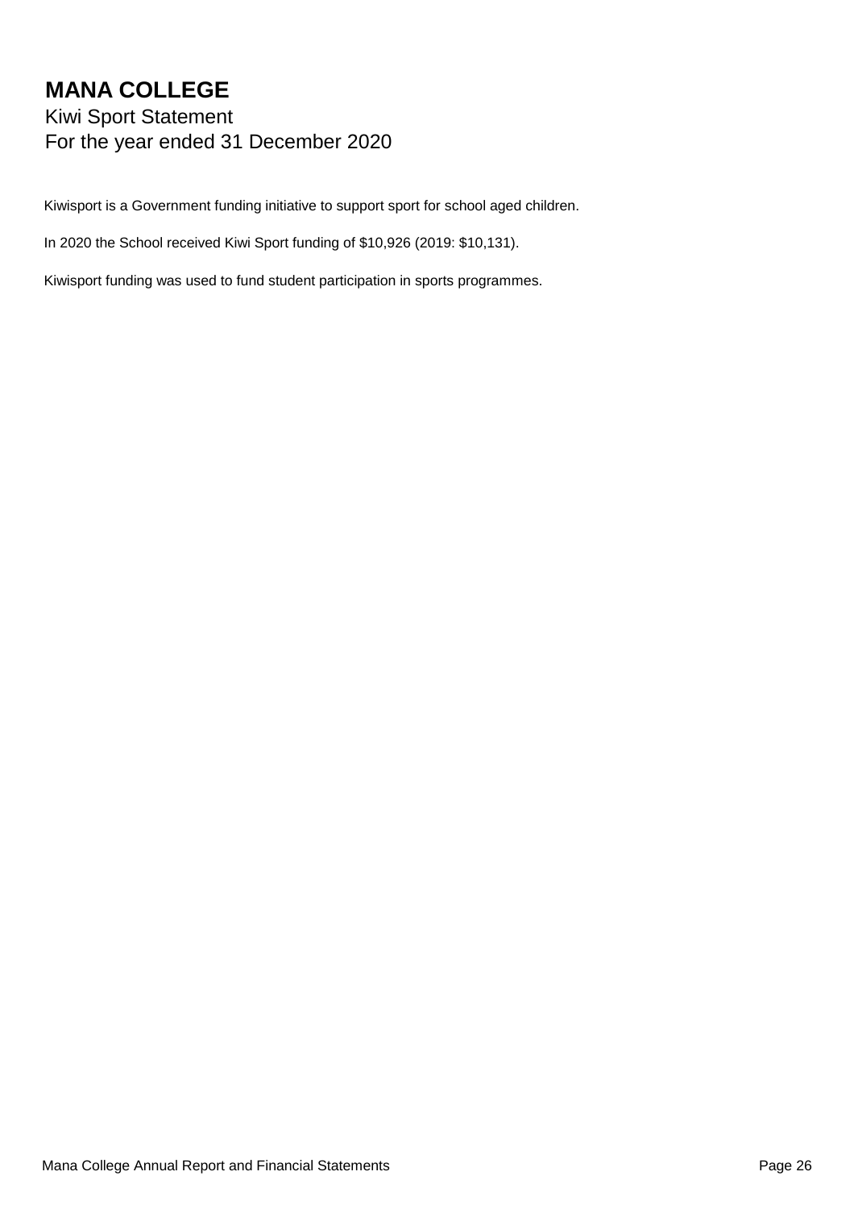# MANA COLLEGE

## Kiwi Sport Statement
## For the year ended 31 December 2020

Kiwisport is a Government funding initiative to support sport for school aged children.

In 2020 the School received Kiwi Sport funding of $10,926 (2019: $10,131).

Kiwisport funding was used to fund student participation in sports programmes.